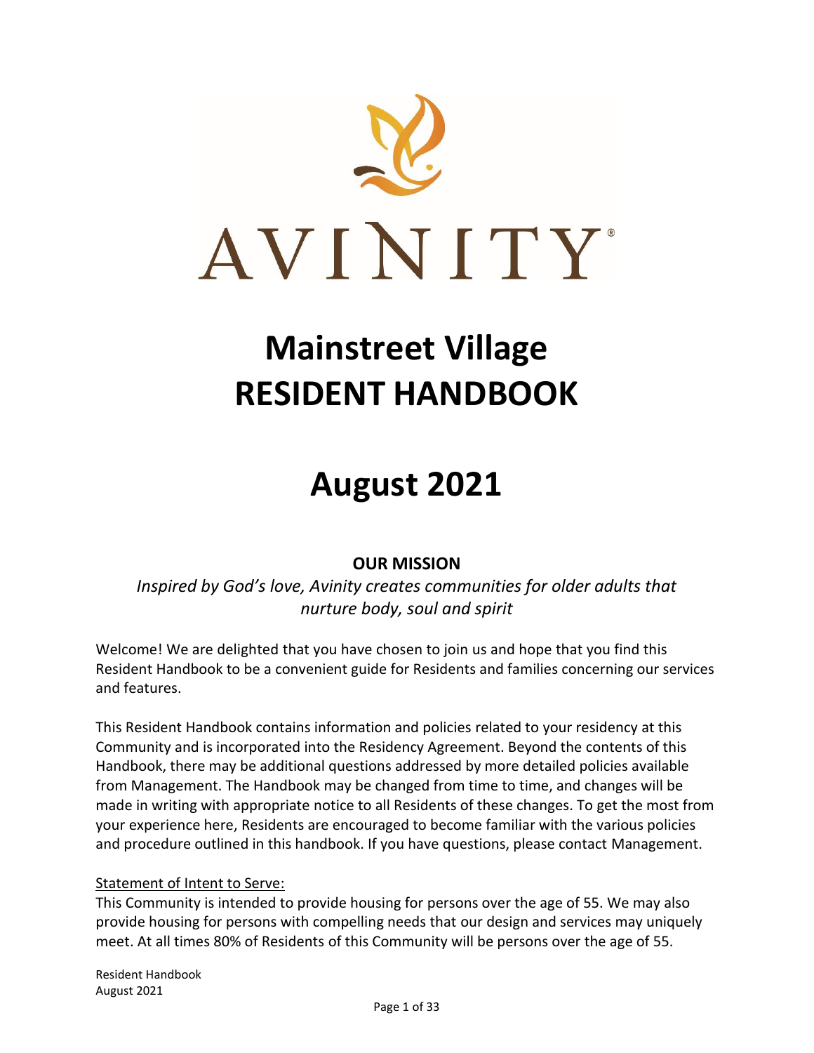AVINITY®

# Mainstreet Village RESIDENT HANDBOOK

# August 2021

## OUR MISSION

*Inspired by God's love, Avinity creates communities for older adults that nurture body, soul and spirit*

Welcome! We are delighted that you have chosen to join us and hope that you find this Resident Handbook to be a convenient guide for Residents and families concerning our services and features.

This Resident Handbook contains information and policies related to your residency at this Community and is incorporated into the Residency Agreement. Beyond the contents of this Handbook, there may be additional questions addressed by more detailed policies available from Management. The Handbook may be changed from time to time, and changes will be made in writing with appropriate notice to all Residents of these changes. To get the most from your experience here, Residents are encouraged to become familiar with the various policies and procedure outlined in this handbook. If you have questions, please contact Management.

<u>Statement of Intent to Serve:</u>
This Community is intended to provide housing for persons over the age of 55. We may also provide housing for persons with compelling needs that our design and services may uniquely meet. At all times 80% of Residents of this Community will be persons over the age of 55.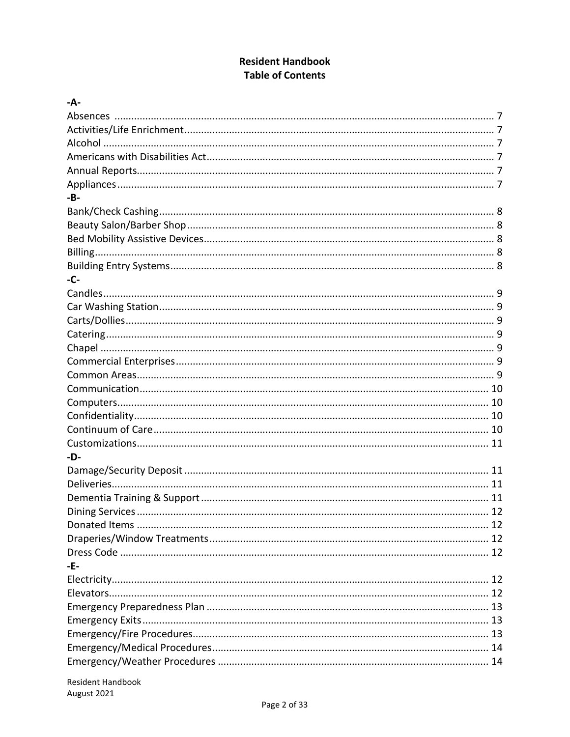# Resident Handbook
## Table of Contents

**-A-**

Absences ... 7
Activities/Life Enrichment ... 7
Alcohol ... 7
Americans with Disabilities Act ... 7
Annual Reports ... 7
Appliances ... 7

**-B-**

Bank/Check Cashing ... 8
Beauty Salon/Barber Shop ... 8
Bed Mobility Assistive Devices ... 8
Billing ... 8
Building Entry Systems ... 8

**-C-**

Candles ... 9
Car Washing Station ... 9
Carts/Dollies ... 9
Catering ... 9
Chapel ... 9
Commercial Enterprises ... 9
Common Areas ... 9
Communication ... 10
Computers ... 10
Confidentiality ... 10
Continuum of Care ... 10
Customizations ... 11

**-D-**

Damage/Security Deposit ... 11
Deliveries ... 11
Dementia Training & Support ... 11
Dining Services ... 12
Donated Items ... 12
Draperies/Window Treatments ... 12
Dress Code ... 12

**-E-**

Electricity ... 12
Elevators ... 12
Emergency Preparedness Plan ... 13
Emergency Exits ... 13
Emergency/Fire Procedures ... 13
Emergency/Medical Procedures ... 14
Emergency/Weather Procedures ... 14

Resident Handbook
August 2021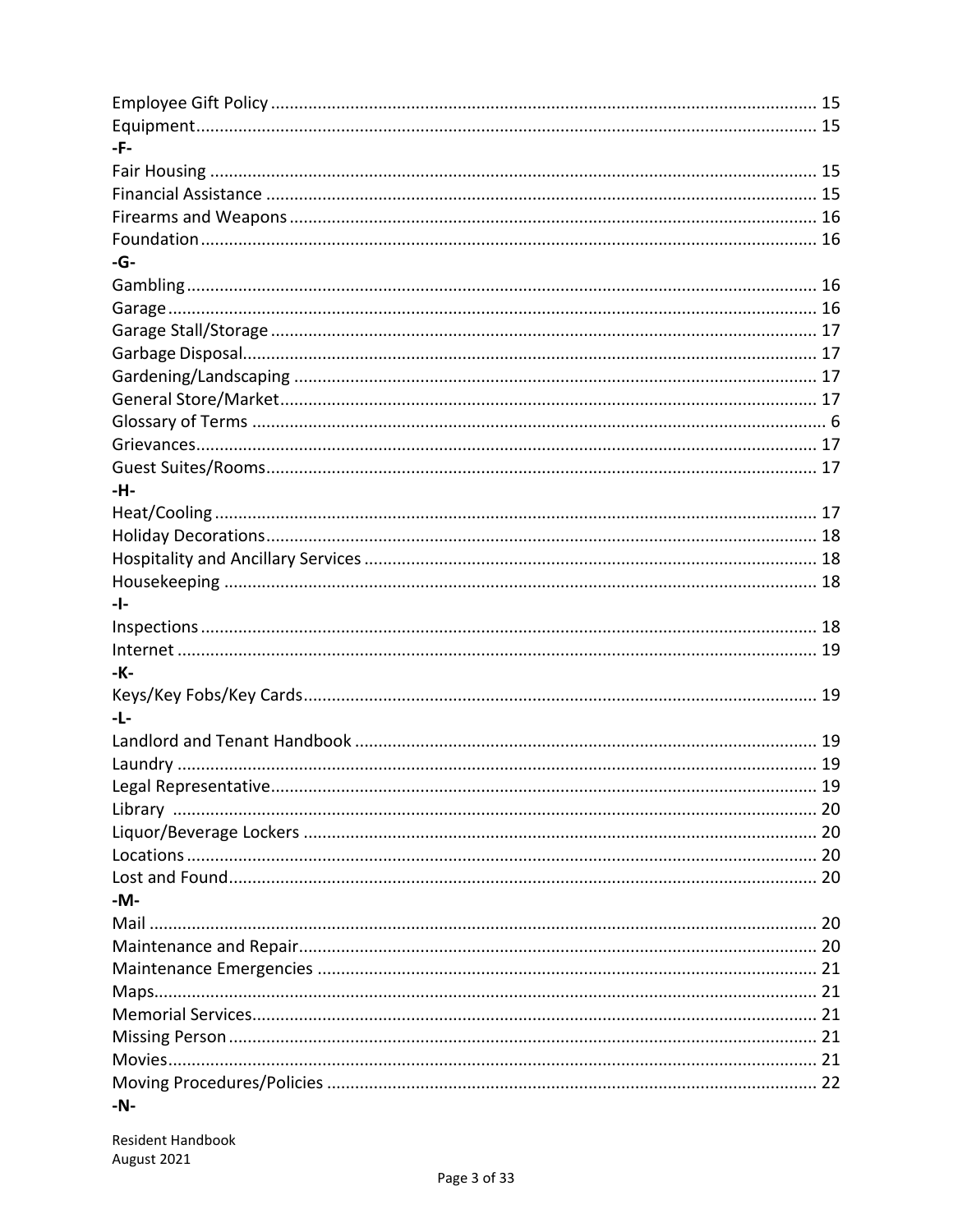Employee Gift Policy .................................................................................................... 15
Equipment.................................................................................................................... 15

-F-

Fair Housing ................................................................................................................ 15
Financial Assistance .................................................................................................... 15
Firearms and Weapons ................................................................................................ 16
Foundation ................................................................................................................... 16

-G-

Gambling ...................................................................................................................... 16
Garage .......................................................................................................................... 16
Garage Stall/Storage .................................................................................................... 17
Garbage Disposal.......................................................................................................... 17
Gardening/Landscaping ............................................................................................... 17
General Store/Market................................................................................................... 17
Glossary of Terms ......................................................................................................... 6
Grievances.................................................................................................................... 17
Guest Suites/Rooms..................................................................................................... 17

-H-

Heat/Cooling ................................................................................................................ 17
Holiday Decorations..................................................................................................... 18
Hospitality and Ancillary Services ................................................................................ 18
Housekeeping .............................................................................................................. 18

-I-

Inspections ................................................................................................................... 18
Internet ........................................................................................................................ 19

-K-

Keys/Key Fobs/Key Cards............................................................................................. 19

-L-

Landlord and Tenant Handbook .................................................................................. 19
Laundry ........................................................................................................................ 19
Legal Representative.................................................................................................... 19
Library ......................................................................................................................... 20
Liquor/Beverage Lockers ............................................................................................. 20
Locations ...................................................................................................................... 20
Lost and Found............................................................................................................. 20

-M-

Mail .............................................................................................................................. 20
Maintenance and Repair.............................................................................................. 20
Maintenance Emergencies .......................................................................................... 21
Maps............................................................................................................................. 21
Memorial Services........................................................................................................ 21
Missing Person ............................................................................................................. 21
Movies.......................................................................................................................... 21
Moving Procedures/Policies ........................................................................................ 22

-N-

Resident Handbook
August 2021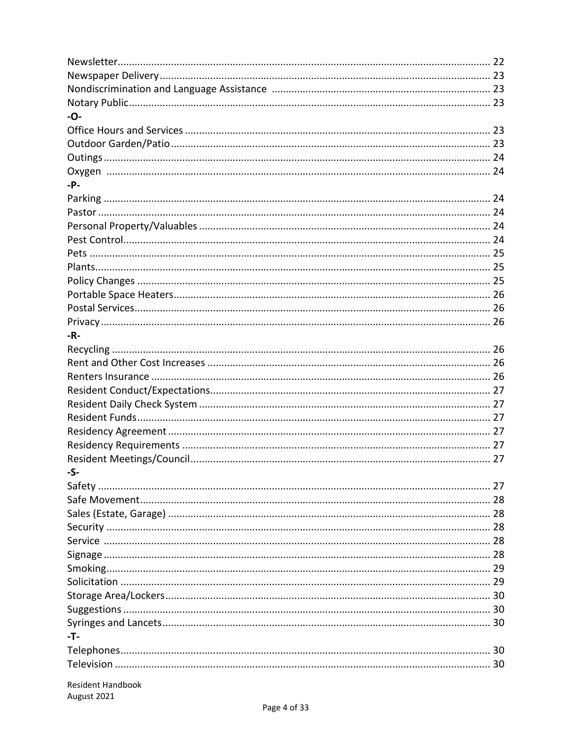Newsletter .......... 22
Newspaper Delivery .......... 23
Nondiscrimination and Language Assistance .......... 23
Notary Public .......... 23

-O-

Office Hours and Services .......... 23
Outdoor Garden/Patio .......... 23
Outings .......... 24
Oxygen .......... 24

-P-

Parking .......... 24
Pastor .......... 24
Personal Property/Valuables .......... 24
Pest Control .......... 24
Pets .......... 25
Plants .......... 25
Policy Changes .......... 25
Portable Space Heaters .......... 26
Postal Services .......... 26
Privacy .......... 26

-R-

Recycling .......... 26
Rent and Other Cost Increases .......... 26
Renters Insurance .......... 26
Resident Conduct/Expectations .......... 27
Resident Daily Check System .......... 27
Resident Funds .......... 27
Residency Agreement .......... 27
Residency Requirements .......... 27
Resident Meetings/Council .......... 27

-S-

Safety .......... 27
Safe Movement .......... 28
Sales (Estate, Garage) .......... 28
Security .......... 28
Service .......... 28
Signage .......... 28
Smoking .......... 29
Solicitation .......... 29
Storage Area/Lockers .......... 30
Suggestions .......... 30
Syringes and Lancets .......... 30

-T-

Telephones .......... 30
Television .......... 30

Resident Handbook
August 2021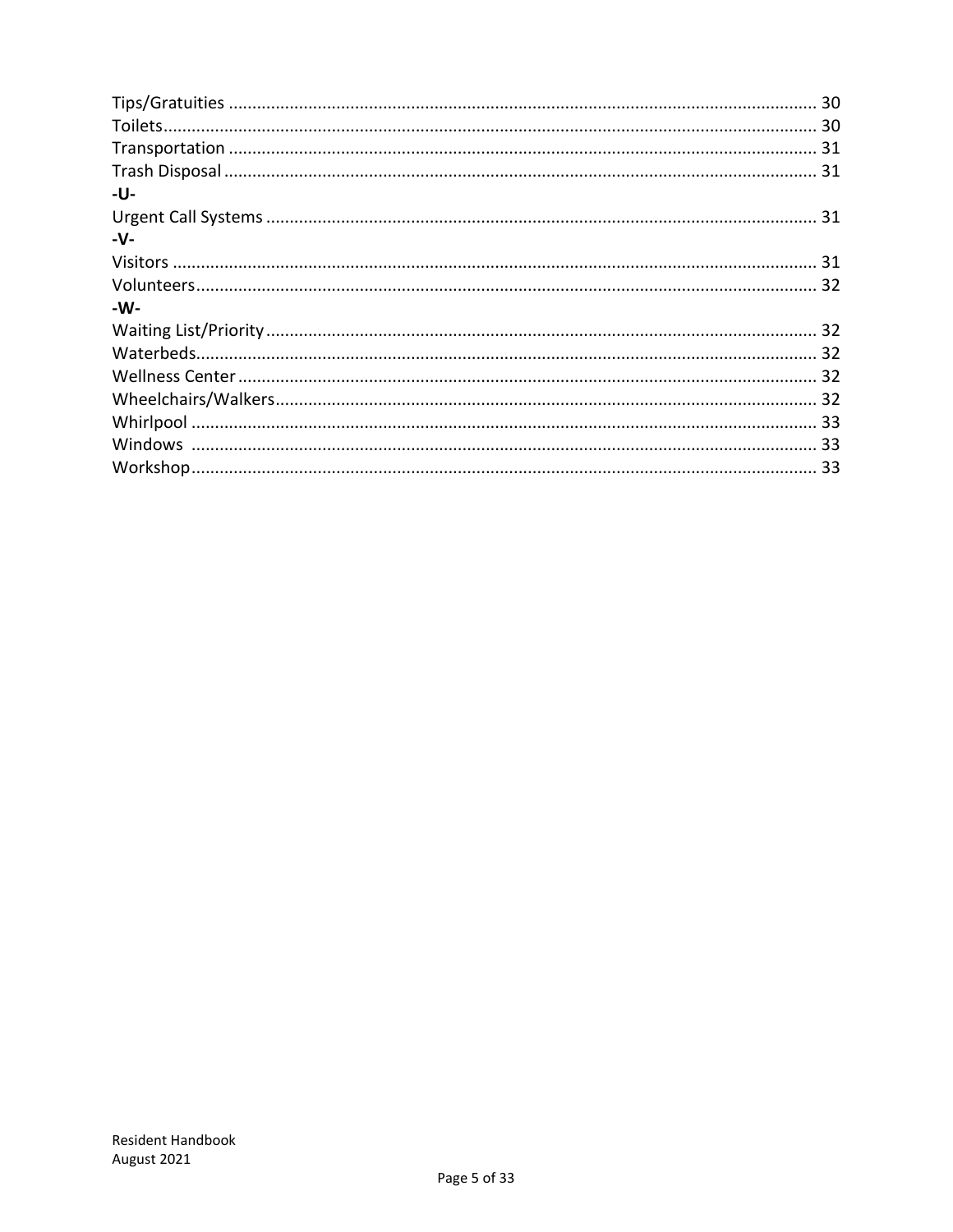Tips/Gratuities ........................................................................................................... 30
Toilets......................................................................................................................... 30
Transportation ........................................................................................................... 31
Trash Disposal ............................................................................................................ 31

**-U-**

Urgent Call Systems ................................................................................................... 31

**-V-**

Visitors ....................................................................................................................... 31
Volunteers.................................................................................................................. 32

**-W-**

Waiting List/Priority ................................................................................................... 32
Waterbeds.................................................................................................................. 32
Wellness Center ......................................................................................................... 32
Wheelchairs/Walkers................................................................................................. 32
Whirlpool ................................................................................................................... 33
Windows .................................................................................................................... 33
Workshop................................................................................................................... 33

Resident Handbook
August 2021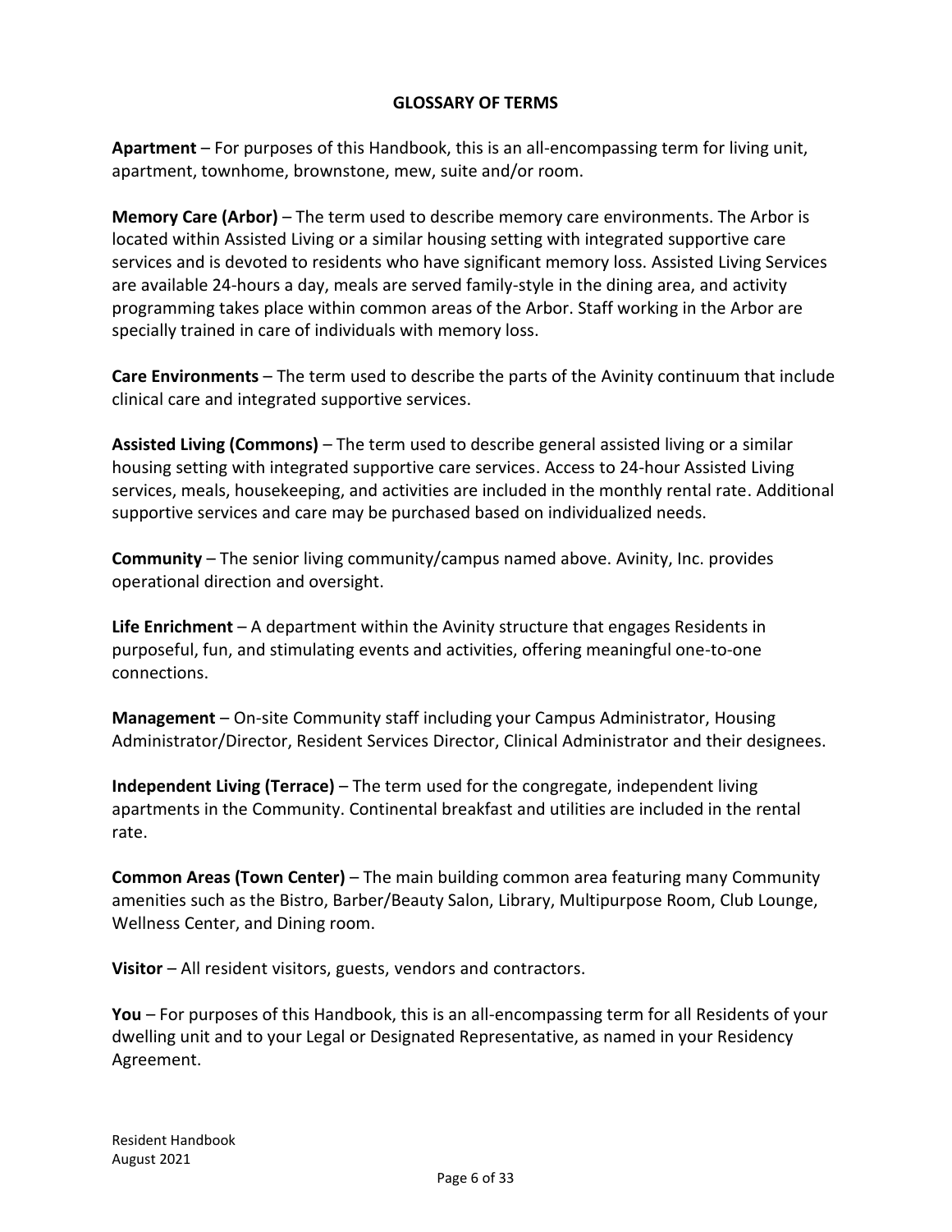## GLOSSARY OF TERMS

**Apartment** – For purposes of this Handbook, this is an all-encompassing term for living unit, apartment, townhome, brownstone, mew, suite and/or room.

**Memory Care (Arbor)** – The term used to describe memory care environments. The Arbor is located within Assisted Living or a similar housing setting with integrated supportive care services and is devoted to residents who have significant memory loss. Assisted Living Services are available 24-hours a day, meals are served family-style in the dining area, and activity programming takes place within common areas of the Arbor. Staff working in the Arbor are specially trained in care of individuals with memory loss.

**Care Environments** – The term used to describe the parts of the Avinity continuum that include clinical care and integrated supportive services.

**Assisted Living (Commons)** – The term used to describe general assisted living or a similar housing setting with integrated supportive care services. Access to 24-hour Assisted Living services, meals, housekeeping, and activities are included in the monthly rental rate. Additional supportive services and care may be purchased based on individualized needs.

**Community** – The senior living community/campus named above. Avinity, Inc. provides operational direction and oversight.

**Life Enrichment** – A department within the Avinity structure that engages Residents in purposeful, fun, and stimulating events and activities, offering meaningful one-to-one connections.

**Management** – On-site Community staff including your Campus Administrator, Housing Administrator/Director, Resident Services Director, Clinical Administrator and their designees.

**Independent Living (Terrace)** – The term used for the congregate, independent living apartments in the Community. Continental breakfast and utilities are included in the rental rate.

**Common Areas (Town Center)** – The main building common area featuring many Community amenities such as the Bistro, Barber/Beauty Salon, Library, Multipurpose Room, Club Lounge, Wellness Center, and Dining room.

**Visitor** – All resident visitors, guests, vendors and contractors.

**You** – For purposes of this Handbook, this is an all-encompassing term for all Residents of your dwelling unit and to your Legal or Designated Representative, as named in your Residency Agreement.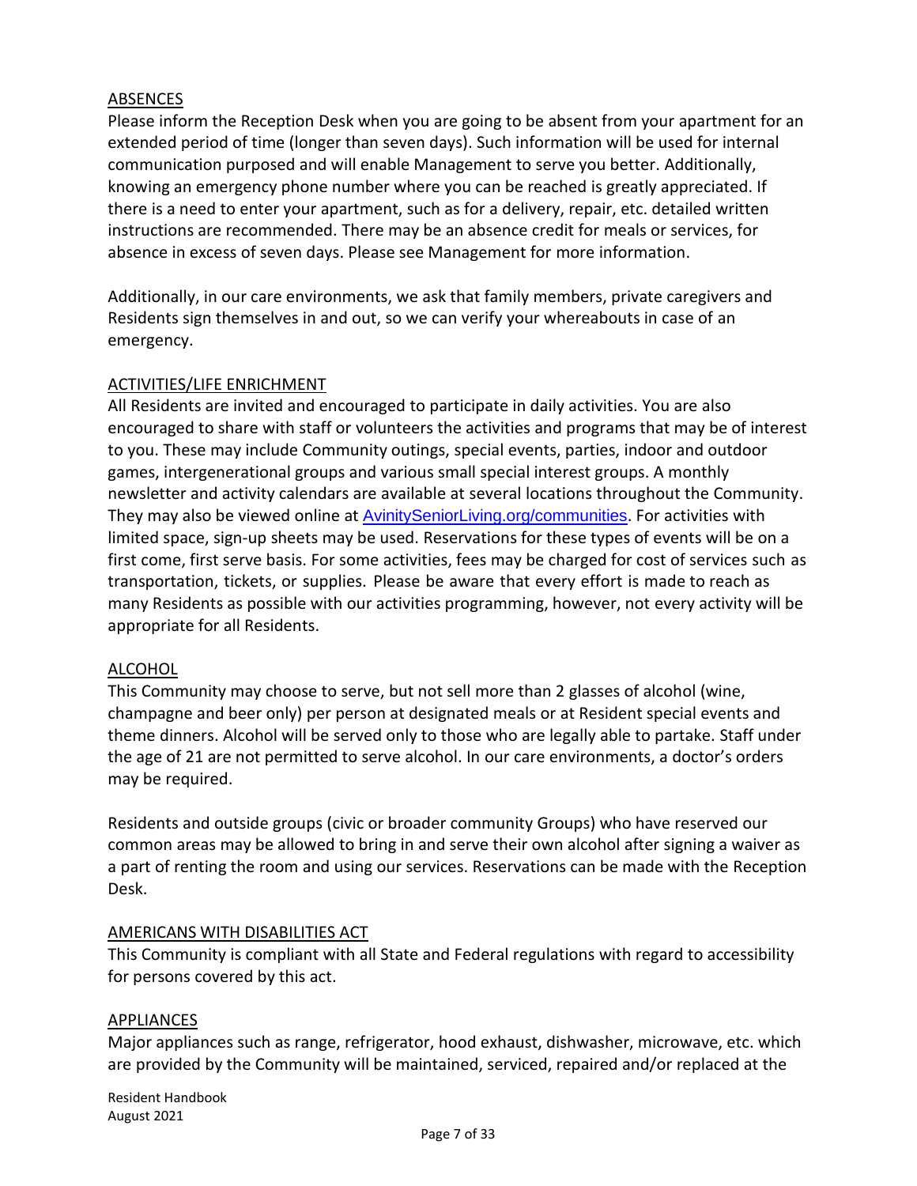## ABSENCES

Please inform the Reception Desk when you are going to be absent from your apartment for an extended period of time (longer than seven days). Such information will be used for internal communication purposed and will enable Management to serve you better. Additionally, knowing an emergency phone number where you can be reached is greatly appreciated. If there is a need to enter your apartment, such as for a delivery, repair, etc. detailed written instructions are recommended. There may be an absence credit for meals or services, for absence in excess of seven days. Please see Management for more information.

Additionally, in our care environments, we ask that family members, private caregivers and Residents sign themselves in and out, so we can verify your whereabouts in case of an emergency.

## ACTIVITIES/LIFE ENRICHMENT

All Residents are invited and encouraged to participate in daily activities. You are also encouraged to share with staff or volunteers the activities and programs that may be of interest to you. These may include Community outings, special events, parties, indoor and outdoor games, intergenerational groups and various small special interest groups. A monthly newsletter and activity calendars are available at several locations throughout the Community. They may also be viewed online at AvinitySeniorLiving.org/communities. For activities with limited space, sign-up sheets may be used. Reservations for these types of events will be on a first come, first serve basis. For some activities, fees may be charged for cost of services such as transportation, tickets, or supplies. Please be aware that every effort is made to reach as many Residents as possible with our activities programming, however, not every activity will be appropriate for all Residents.

## ALCOHOL

This Community may choose to serve, but not sell more than 2 glasses of alcohol (wine, champagne and beer only) per person at designated meals or at Resident special events and theme dinners. Alcohol will be served only to those who are legally able to partake. Staff under the age of 21 are not permitted to serve alcohol. In our care environments, a doctor's orders may be required.

Residents and outside groups (civic or broader community Groups) who have reserved our common areas may be allowed to bring in and serve their own alcohol after signing a waiver as a part of renting the room and using our services. Reservations can be made with the Reception Desk.

## AMERICANS WITH DISABILITIES ACT

This Community is compliant with all State and Federal regulations with regard to accessibility for persons covered by this act.

## APPLIANCES

Major appliances such as range, refrigerator, hood exhaust, dishwasher, microwave, etc. which are provided by the Community will be maintained, serviced, repaired and/or replaced at the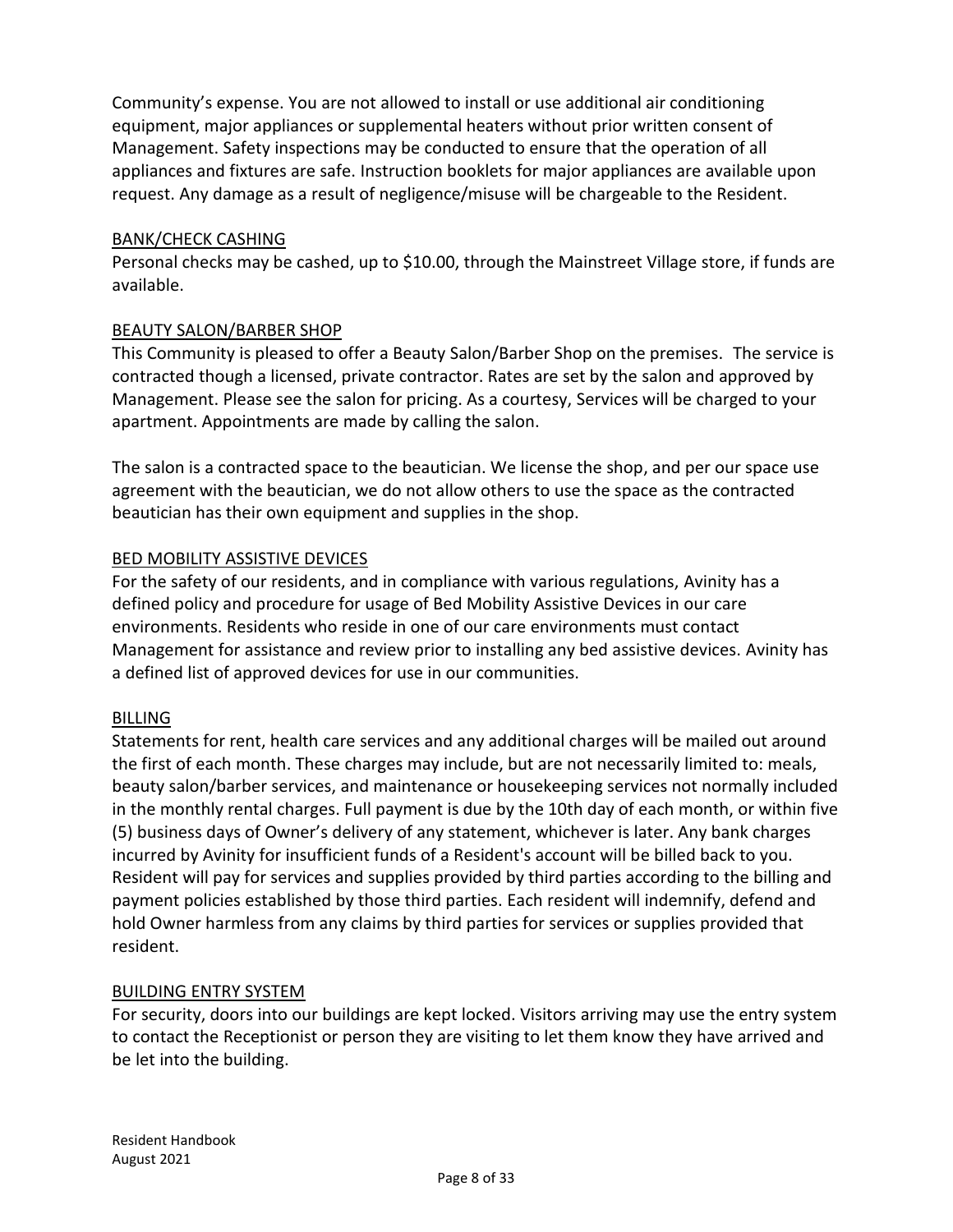Community's expense. You are not allowed to install or use additional air conditioning equipment, major appliances or supplemental heaters without prior written consent of Management. Safety inspections may be conducted to ensure that the operation of all appliances and fixtures are safe. Instruction booklets for major appliances are available upon request. Any damage as a result of negligence/misuse will be chargeable to the Resident.

## BANK/CHECK CASHING

Personal checks may be cashed, up to $10.00, through the Mainstreet Village store, if funds are available.

## BEAUTY SALON/BARBER SHOP

This Community is pleased to offer a Beauty Salon/Barber Shop on the premises. The service is contracted though a licensed, private contractor. Rates are set by the salon and approved by Management. Please see the salon for pricing. As a courtesy, Services will be charged to your apartment. Appointments are made by calling the salon.

The salon is a contracted space to the beautician. We license the shop, and per our space use agreement with the beautician, we do not allow others to use the space as the contracted beautician has their own equipment and supplies in the shop.

## BED MOBILITY ASSISTIVE DEVICES

For the safety of our residents, and in compliance with various regulations, Avinity has a defined policy and procedure for usage of Bed Mobility Assistive Devices in our care environments. Residents who reside in one of our care environments must contact Management for assistance and review prior to installing any bed assistive devices. Avinity has a defined list of approved devices for use in our communities.

## BILLING

Statements for rent, health care services and any additional charges will be mailed out around the first of each month. These charges may include, but are not necessarily limited to: meals, beauty salon/barber services, and maintenance or housekeeping services not normally included in the monthly rental charges. Full payment is due by the 10th day of each month, or within five (5) business days of Owner's delivery of any statement, whichever is later. Any bank charges incurred by Avinity for insufficient funds of a Resident's account will be billed back to you. Resident will pay for services and supplies provided by third parties according to the billing and payment policies established by those third parties. Each resident will indemnify, defend and hold Owner harmless from any claims by third parties for services or supplies provided that resident.

## BUILDING ENTRY SYSTEM

For security, doors into our buildings are kept locked. Visitors arriving may use the entry system to contact the Receptionist or person they are visiting to let them know they have arrived and be let into the building.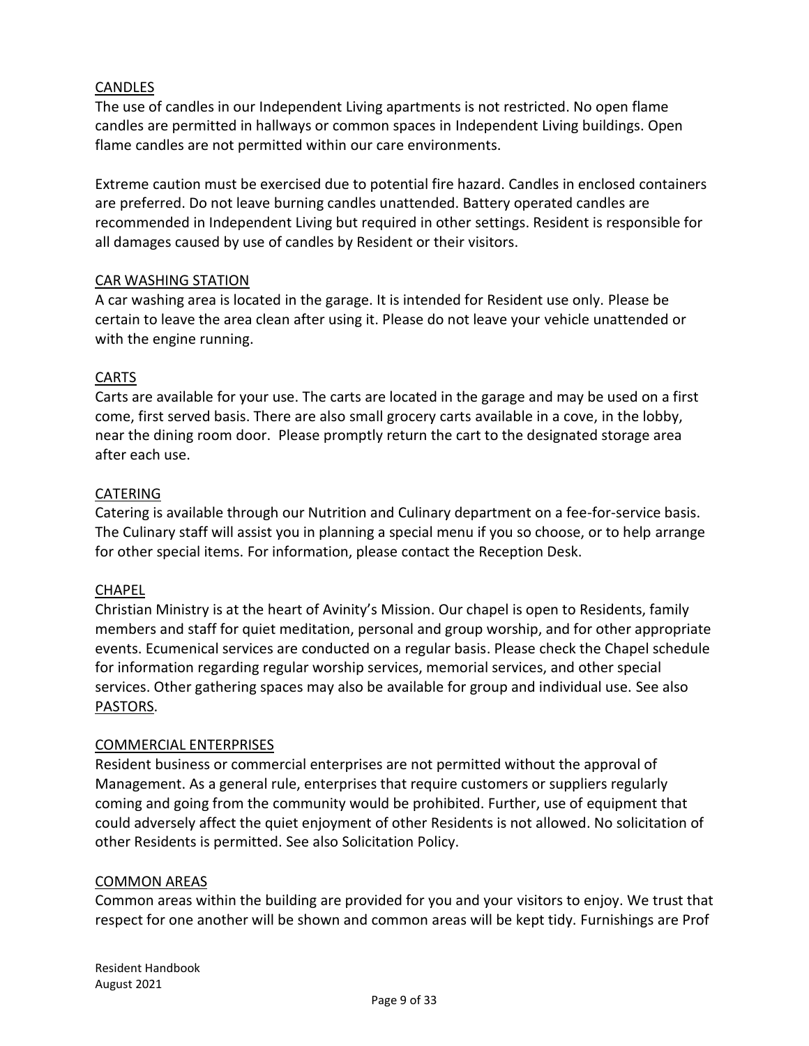## CANDLES

The use of candles in our Independent Living apartments is not restricted. No open flame candles are permitted in hallways or common spaces in Independent Living buildings. Open flame candles are not permitted within our care environments.

Extreme caution must be exercised due to potential fire hazard. Candles in enclosed containers are preferred. Do not leave burning candles unattended. Battery operated candles are recommended in Independent Living but required in other settings. Resident is responsible for all damages caused by use of candles by Resident or their visitors.

## CAR WASHING STATION

A car washing area is located in the garage. It is intended for Resident use only. Please be certain to leave the area clean after using it. Please do not leave your vehicle unattended or with the engine running.

## CARTS

Carts are available for your use. The carts are located in the garage and may be used on a first come, first served basis. There are also small grocery carts available in a cove, in the lobby, near the dining room door. Please promptly return the cart to the designated storage area after each use.

## CATERING

Catering is available through our Nutrition and Culinary department on a fee-for-service basis. The Culinary staff will assist you in planning a special menu if you so choose, or to help arrange for other special items. For information, please contact the Reception Desk.

## CHAPEL

Christian Ministry is at the heart of Avinity's Mission. Our chapel is open to Residents, family members and staff for quiet meditation, personal and group worship, and for other appropriate events. Ecumenical services are conducted on a regular basis. Please check the Chapel schedule for information regarding regular worship services, memorial services, and other special services. Other gathering spaces may also be available for group and individual use. See also PASTORS.

## COMMERCIAL ENTERPRISES

Resident business or commercial enterprises are not permitted without the approval of Management. As a general rule, enterprises that require customers or suppliers regularly coming and going from the community would be prohibited. Further, use of equipment that could adversely affect the quiet enjoyment of other Residents is not allowed. No solicitation of other Residents is permitted. See also Solicitation Policy.

## COMMON AREAS

Common areas within the building are provided for you and your visitors to enjoy. We trust that respect for one another will be shown and common areas will be kept tidy. Furnishings are Prof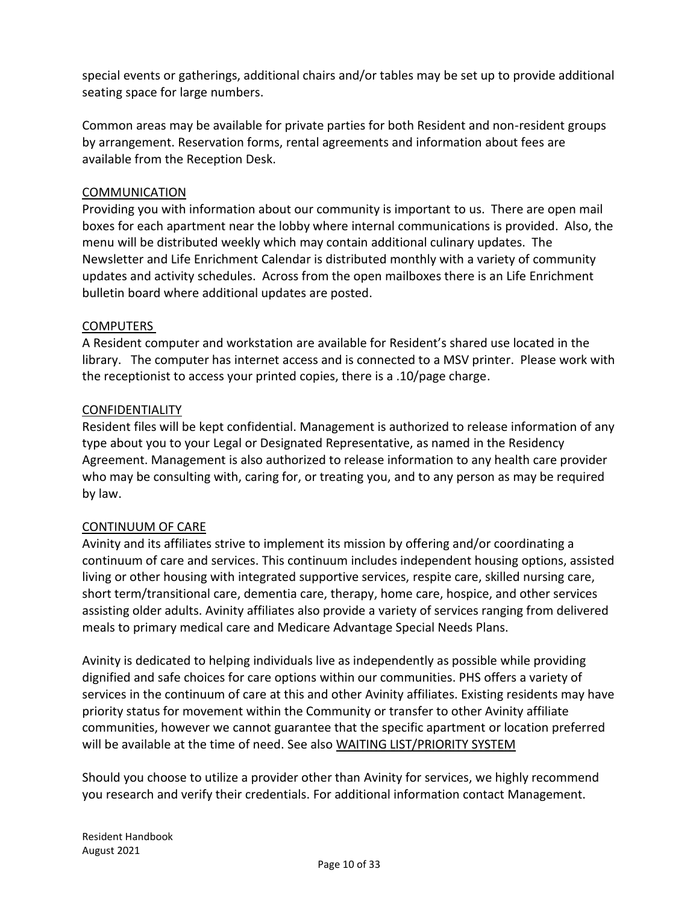special events or gatherings, additional chairs and/or tables may be set up to provide additional seating space for large numbers.

Common areas may be available for private parties for both Resident and non-resident groups by arrangement. Reservation forms, rental agreements and information about fees are available from the Reception Desk.

## COMMUNICATION

Providing you with information about our community is important to us. There are open mail boxes for each apartment near the lobby where internal communications is provided. Also, the menu will be distributed weekly which may contain additional culinary updates. The Newsletter and Life Enrichment Calendar is distributed monthly with a variety of community updates and activity schedules. Across from the open mailboxes there is an Life Enrichment bulletin board where additional updates are posted.

## COMPUTERS

A Resident computer and workstation are available for Resident's shared use located in the library. The computer has internet access and is connected to a MSV printer. Please work with the receptionist to access your printed copies, there is a .10/page charge.

## CONFIDENTIALITY

Resident files will be kept confidential. Management is authorized to release information of any type about you to your Legal or Designated Representative, as named in the Residency Agreement. Management is also authorized to release information to any health care provider who may be consulting with, caring for, or treating you, and to any person as may be required by law.

## CONTINUUM OF CARE

Avinity and its affiliates strive to implement its mission by offering and/or coordinating a continuum of care and services. This continuum includes independent housing options, assisted living or other housing with integrated supportive services, respite care, skilled nursing care, short term/transitional care, dementia care, therapy, home care, hospice, and other services assisting older adults. Avinity affiliates also provide a variety of services ranging from delivered meals to primary medical care and Medicare Advantage Special Needs Plans.

Avinity is dedicated to helping individuals live as independently as possible while providing dignified and safe choices for care options within our communities. PHS offers a variety of services in the continuum of care at this and other Avinity affiliates. Existing residents may have priority status for movement within the Community or transfer to other Avinity affiliate communities, however we cannot guarantee that the specific apartment or location preferred will be available at the time of need. See also WAITING LIST/PRIORITY SYSTEM

Should you choose to utilize a provider other than Avinity for services, we highly recommend you research and verify their credentials. For additional information contact Management.

Resident Handbook
August 2021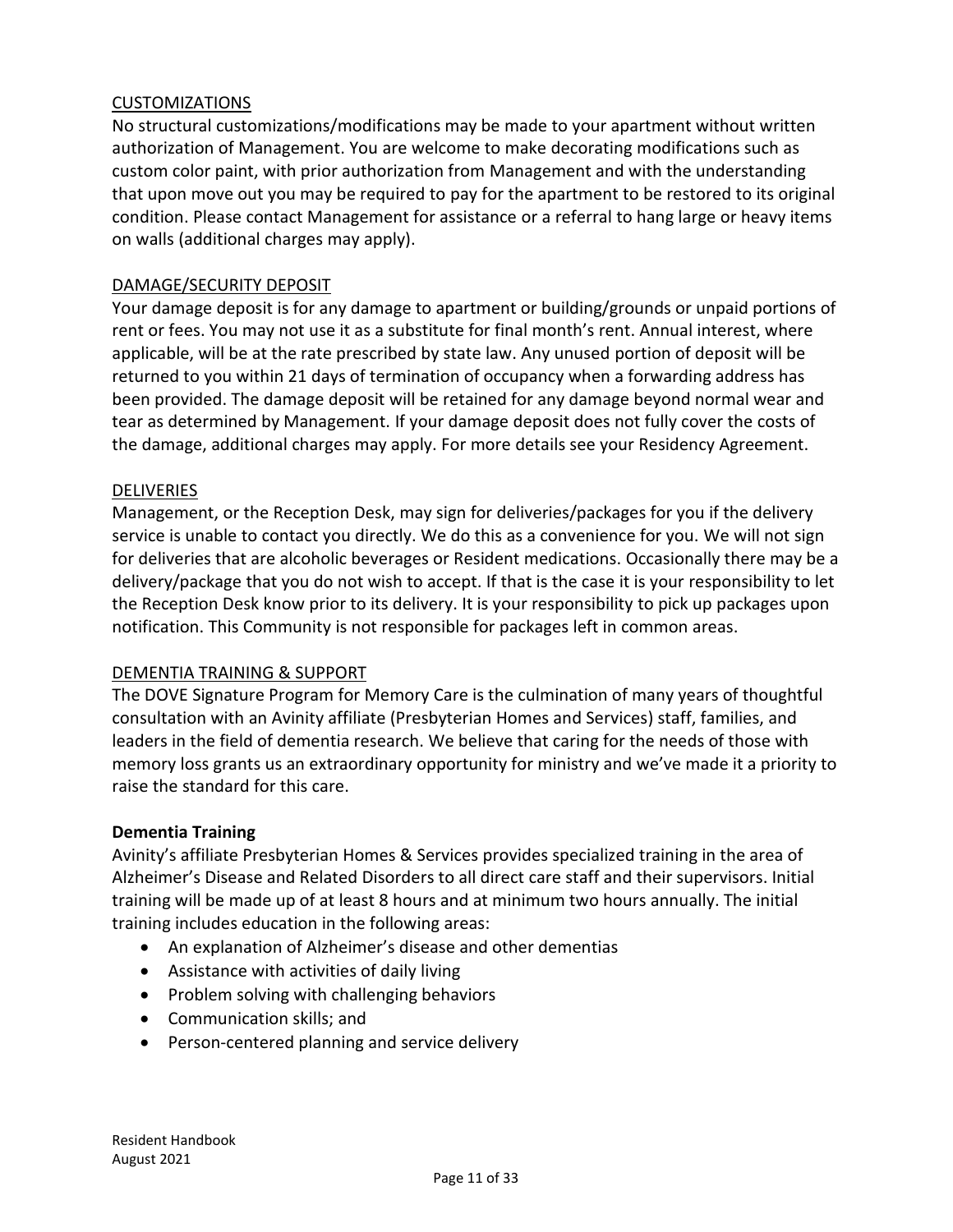## CUSTOMIZATIONS

No structural customizations/modifications may be made to your apartment without written authorization of Management. You are welcome to make decorating modifications such as custom color paint, with prior authorization from Management and with the understanding that upon move out you may be required to pay for the apartment to be restored to its original condition. Please contact Management for assistance or a referral to hang large or heavy items on walls (additional charges may apply).

## DAMAGE/SECURITY DEPOSIT

Your damage deposit is for any damage to apartment or building/grounds or unpaid portions of rent or fees. You may not use it as a substitute for final month's rent. Annual interest, where applicable, will be at the rate prescribed by state law. Any unused portion of deposit will be returned to you within 21 days of termination of occupancy when a forwarding address has been provided. The damage deposit will be retained for any damage beyond normal wear and tear as determined by Management. If your damage deposit does not fully cover the costs of the damage, additional charges may apply. For more details see your Residency Agreement.

## DELIVERIES

Management, or the Reception Desk, may sign for deliveries/packages for you if the delivery service is unable to contact you directly. We do this as a convenience for you. We will not sign for deliveries that are alcoholic beverages or Resident medications. Occasionally there may be a delivery/package that you do not wish to accept. If that is the case it is your responsibility to let the Reception Desk know prior to its delivery. It is your responsibility to pick up packages upon notification. This Community is not responsible for packages left in common areas.

## DEMENTIA TRAINING & SUPPORT

The DOVE Signature Program for Memory Care is the culmination of many years of thoughtful consultation with an Avinity affiliate (Presbyterian Homes and Services) staff, families, and leaders in the field of dementia research. We believe that caring for the needs of those with memory loss grants us an extraordinary opportunity for ministry and we've made it a priority to raise the standard for this care.

### Dementia Training

Avinity's affiliate Presbyterian Homes & Services provides specialized training in the area of Alzheimer's Disease and Related Disorders to all direct care staff and their supervisors. Initial training will be made up of at least 8 hours and at minimum two hours annually. The initial training includes education in the following areas:

- An explanation of Alzheimer's disease and other dementias
- Assistance with activities of daily living
- Problem solving with challenging behaviors
- Communication skills; and
- Person-centered planning and service delivery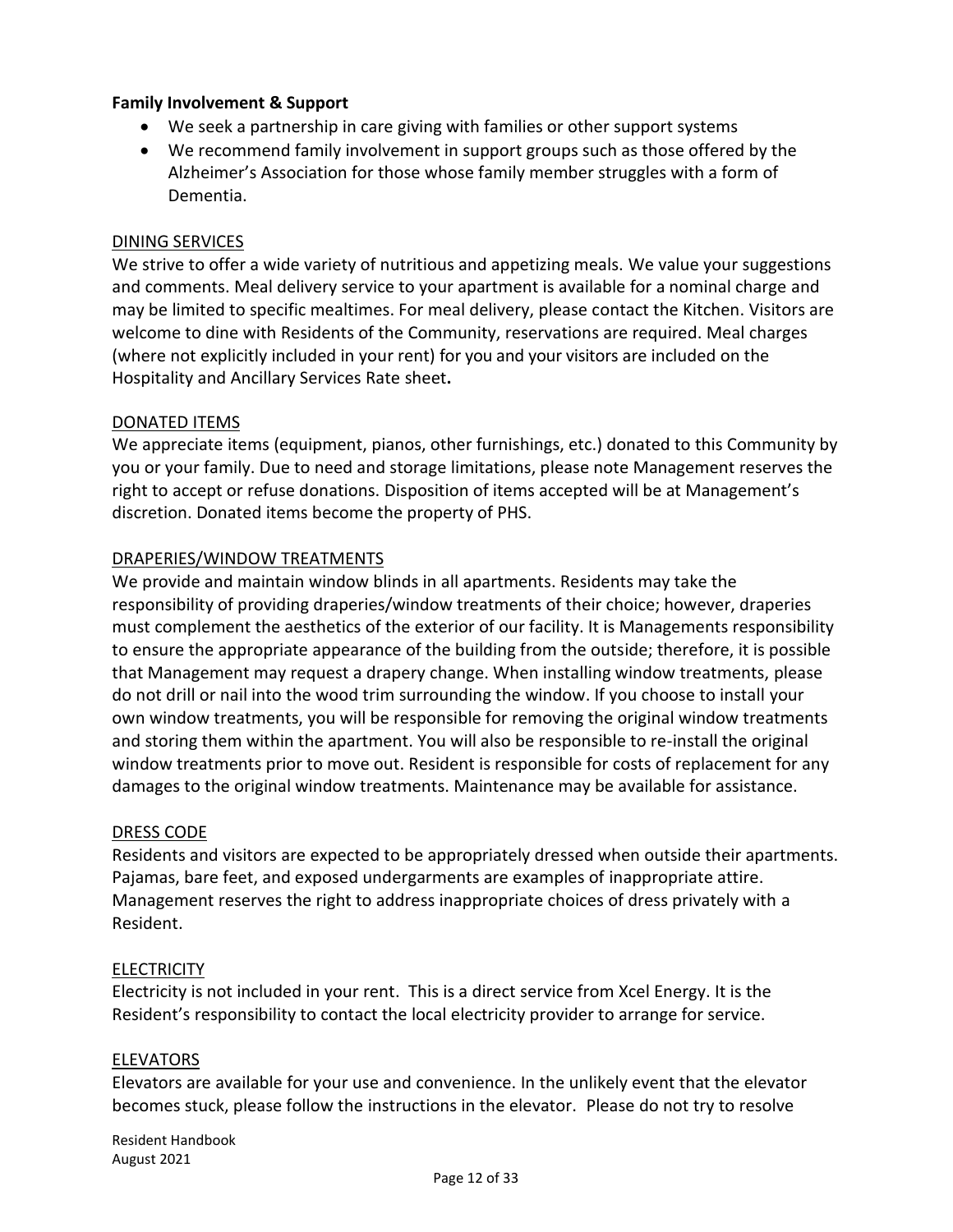**Family Involvement & Support**

- We seek a partnership in care giving with families or other support systems
- We recommend family involvement in support groups such as those offered by the Alzheimer's Association for those whose family member struggles with a form of Dementia.

<u>DINING SERVICES</u>

We strive to offer a wide variety of nutritious and appetizing meals. We value your suggestions and comments. Meal delivery service to your apartment is available for a nominal charge and may be limited to specific mealtimes. For meal delivery, please contact the Kitchen. Visitors are welcome to dine with Residents of the Community, reservations are required. Meal charges (where not explicitly included in your rent) for you and your visitors are included on the Hospitality and Ancillary Services Rate sheet**.**

<u>DONATED ITEMS</u>

We appreciate items (equipment, pianos, other furnishings, etc.) donated to this Community by you or your family. Due to need and storage limitations, please note Management reserves the right to accept or refuse donations. Disposition of items accepted will be at Management's discretion. Donated items become the property of PHS.

<u>DRAPERIES/WINDOW TREATMENTS</u>

We provide and maintain window blinds in all apartments. Residents may take the responsibility of providing draperies/window treatments of their choice; however, draperies must complement the aesthetics of the exterior of our facility. It is Managements responsibility to ensure the appropriate appearance of the building from the outside; therefore, it is possible that Management may request a drapery change. When installing window treatments, please do not drill or nail into the wood trim surrounding the window. If you choose to install your own window treatments, you will be responsible for removing the original window treatments and storing them within the apartment. You will also be responsible to re-install the original window treatments prior to move out. Resident is responsible for costs of replacement for any damages to the original window treatments. Maintenance may be available for assistance.

<u>DRESS CODE</u>

Residents and visitors are expected to be appropriately dressed when outside their apartments. Pajamas, bare feet, and exposed undergarments are examples of inappropriate attire. Management reserves the right to address inappropriate choices of dress privately with a Resident.

<u>ELECTRICITY</u>

Electricity is not included in your rent. This is a direct service from Xcel Energy. It is the Resident's responsibility to contact the local electricity provider to arrange for service.

<u>ELEVATORS</u>

Elevators are available for your use and convenience. In the unlikely event that the elevator becomes stuck, please follow the instructions in the elevator. Please do not try to resolve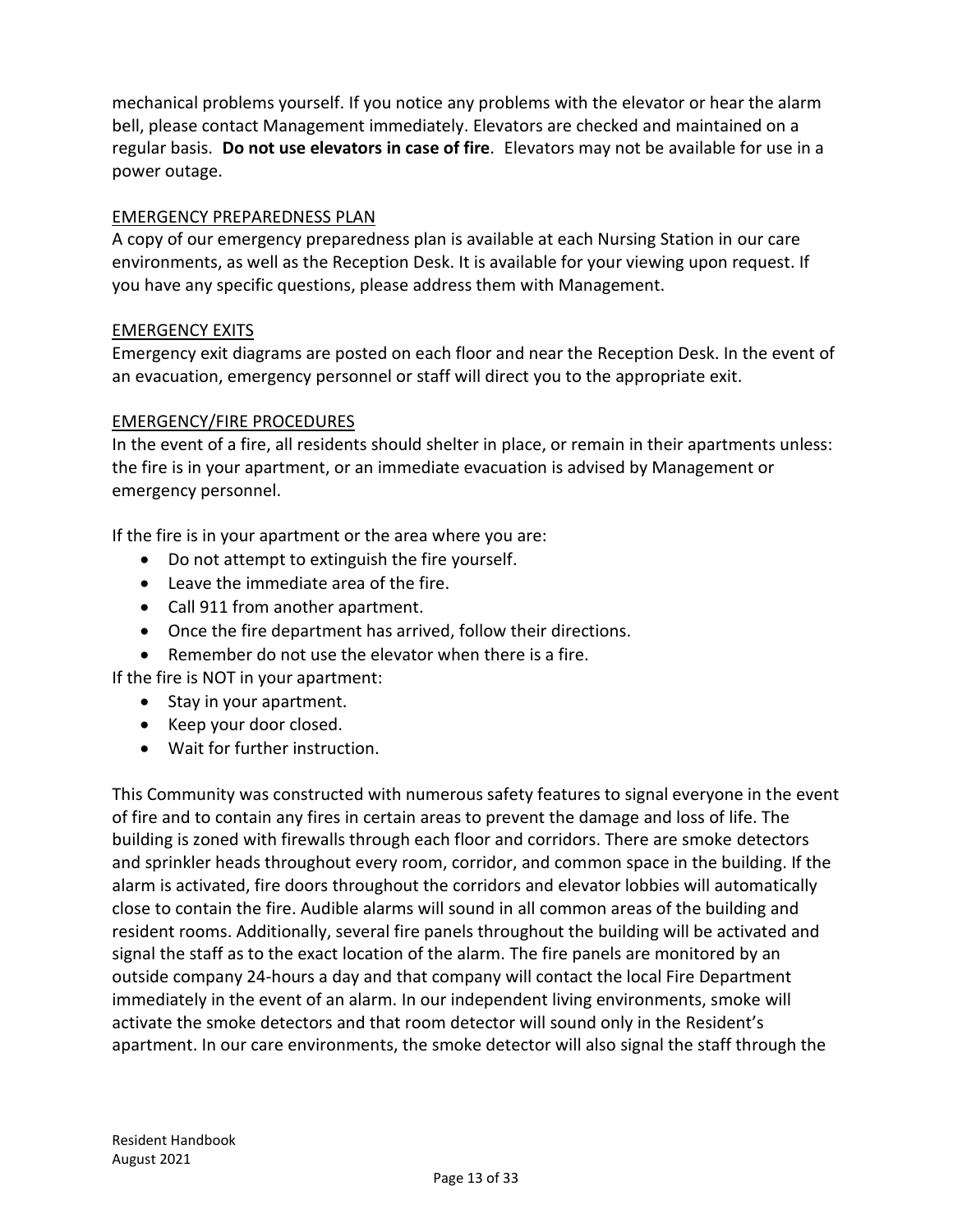mechanical problems yourself. If you notice any problems with the elevator or hear the alarm bell, please contact Management immediately. Elevators are checked and maintained on a regular basis. **Do not use elevators in case of fire**. Elevators may not be available for use in a power outage.

## EMERGENCY PREPAREDNESS PLAN

A copy of our emergency preparedness plan is available at each Nursing Station in our care environments, as well as the Reception Desk. It is available for your viewing upon request. If you have any specific questions, please address them with Management.

## EMERGENCY EXITS

Emergency exit diagrams are posted on each floor and near the Reception Desk. In the event of an evacuation, emergency personnel or staff will direct you to the appropriate exit.

## EMERGENCY/FIRE PROCEDURES

In the event of a fire, all residents should shelter in place, or remain in their apartments unless: the fire is in your apartment, or an immediate evacuation is advised by Management or emergency personnel.

If the fire is in your apartment or the area where you are:

- Do not attempt to extinguish the fire yourself.
- Leave the immediate area of the fire.
- Call 911 from another apartment.
- Once the fire department has arrived, follow their directions.
- Remember do not use the elevator when there is a fire.

If the fire is NOT in your apartment:

- Stay in your apartment.
- Keep your door closed.
- Wait for further instruction.

This Community was constructed with numerous safety features to signal everyone in the event of fire and to contain any fires in certain areas to prevent the damage and loss of life. The building is zoned with firewalls through each floor and corridors. There are smoke detectors and sprinkler heads throughout every room, corridor, and common space in the building. If the alarm is activated, fire doors throughout the corridors and elevator lobbies will automatically close to contain the fire. Audible alarms will sound in all common areas of the building and resident rooms. Additionally, several fire panels throughout the building will be activated and signal the staff as to the exact location of the alarm. The fire panels are monitored by an outside company 24-hours a day and that company will contact the local Fire Department immediately in the event of an alarm. In our independent living environments, smoke will activate the smoke detectors and that room detector will sound only in the Resident's apartment. In our care environments, the smoke detector will also signal the staff through the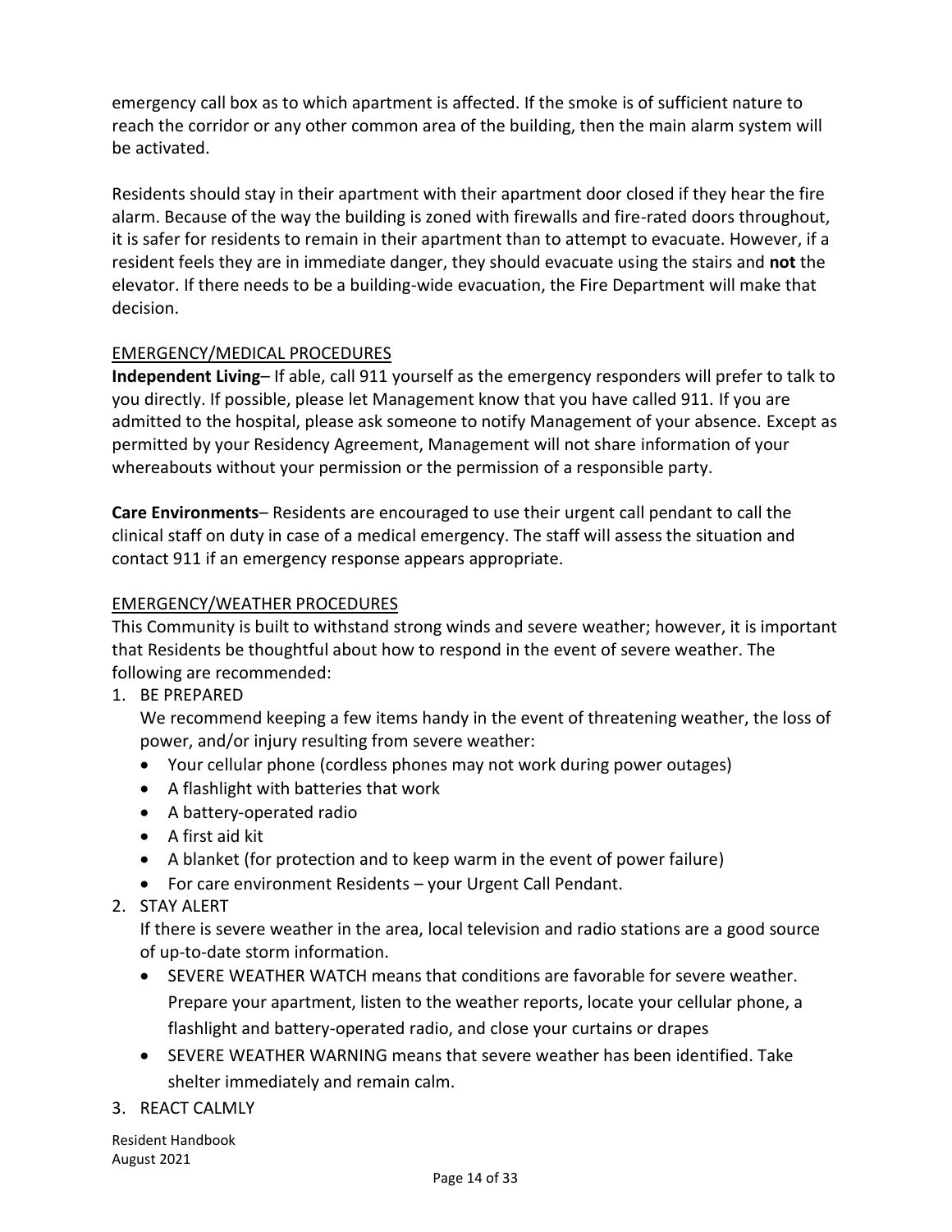emergency call box as to which apartment is affected. If the smoke is of sufficient nature to reach the corridor or any other common area of the building, then the main alarm system will be activated.

Residents should stay in their apartment with their apartment door closed if they hear the fire alarm. Because of the way the building is zoned with firewalls and fire-rated doors throughout, it is safer for residents to remain in their apartment than to attempt to evacuate. However, if a resident feels they are in immediate danger, they should evacuate using the stairs and **not** the elevator. If there needs to be a building-wide evacuation, the Fire Department will make that decision.

## EMERGENCY/MEDICAL PROCEDURES

**Independent Living**– If able, call 911 yourself as the emergency responders will prefer to talk to you directly. If possible, please let Management know that you have called 911. If you are admitted to the hospital, please ask someone to notify Management of your absence. Except as permitted by your Residency Agreement, Management will not share information of your whereabouts without your permission or the permission of a responsible party.

**Care Environments**– Residents are encouraged to use their urgent call pendant to call the clinical staff on duty in case of a medical emergency. The staff will assess the situation and contact 911 if an emergency response appears appropriate.

## EMERGENCY/WEATHER PROCEDURES

This Community is built to withstand strong winds and severe weather; however, it is important that Residents be thoughtful about how to respond in the event of severe weather. The following are recommended:

1. BE PREPARED

   We recommend keeping a few items handy in the event of threatening weather, the loss of power, and/or injury resulting from severe weather:

   - Your cellular phone (cordless phones may not work during power outages)
   - A flashlight with batteries that work
   - A battery-operated radio
   - A first aid kit
   - A blanket (for protection and to keep warm in the event of power failure)
   - For care environment Residents – your Urgent Call Pendant.

2. STAY ALERT

   If there is severe weather in the area, local television and radio stations are a good source of up-to-date storm information.

   - SEVERE WEATHER WATCH means that conditions are favorable for severe weather. Prepare your apartment, listen to the weather reports, locate your cellular phone, a flashlight and battery-operated radio, and close your curtains or drapes
   - SEVERE WEATHER WARNING means that severe weather has been identified. Take shelter immediately and remain calm.

3. REACT CALMLY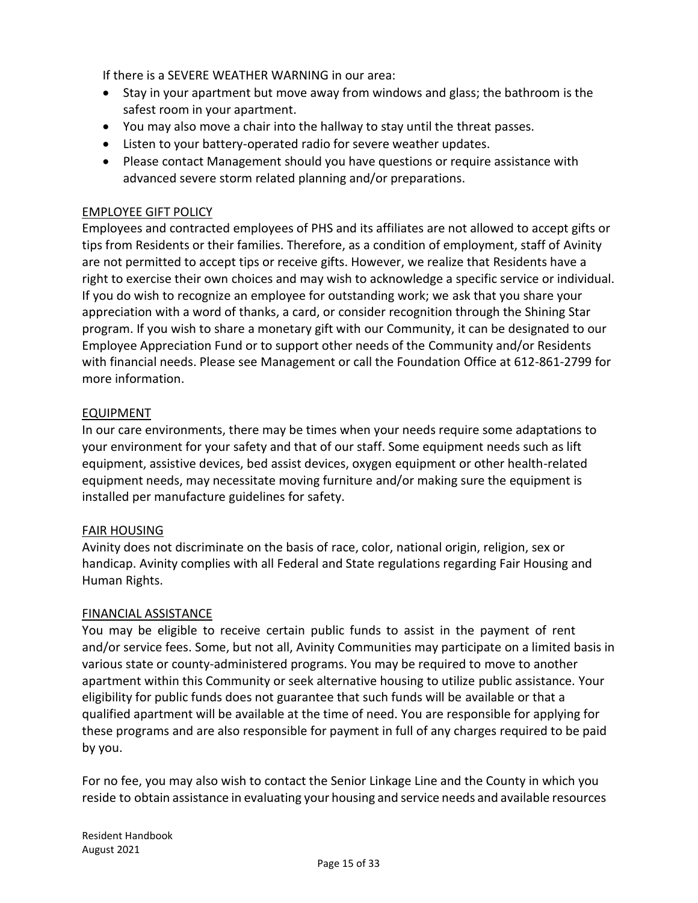If there is a SEVERE WEATHER WARNING in our area:

- Stay in your apartment but move away from windows and glass; the bathroom is the safest room in your apartment.
- You may also move a chair into the hallway to stay until the threat passes.
- Listen to your battery-operated radio for severe weather updates.
- Please contact Management should you have questions or require assistance with advanced severe storm related planning and/or preparations.

## EMPLOYEE GIFT POLICY

Employees and contracted employees of PHS and its affiliates are not allowed to accept gifts or tips from Residents or their families. Therefore, as a condition of employment, staff of Avinity are not permitted to accept tips or receive gifts. However, we realize that Residents have a right to exercise their own choices and may wish to acknowledge a specific service or individual. If you do wish to recognize an employee for outstanding work; we ask that you share your appreciation with a word of thanks, a card, or consider recognition through the Shining Star program. If you wish to share a monetary gift with our Community, it can be designated to our Employee Appreciation Fund or to support other needs of the Community and/or Residents with financial needs. Please see Management or call the Foundation Office at 612-861-2799 for more information.

## EQUIPMENT

In our care environments, there may be times when your needs require some adaptations to your environment for your safety and that of our staff. Some equipment needs such as lift equipment, assistive devices, bed assist devices, oxygen equipment or other health-related equipment needs, may necessitate moving furniture and/or making sure the equipment is installed per manufacture guidelines for safety.

## FAIR HOUSING

Avinity does not discriminate on the basis of race, color, national origin, religion, sex or handicap. Avinity complies with all Federal and State regulations regarding Fair Housing and Human Rights.

## FINANCIAL ASSISTANCE

You may be eligible to receive certain public funds to assist in the payment of rent and/or service fees. Some, but not all, Avinity Communities may participate on a limited basis in various state or county-administered programs. You may be required to move to another apartment within this Community or seek alternative housing to utilize public assistance. Your eligibility for public funds does not guarantee that such funds will be available or that a qualified apartment will be available at the time of need. You are responsible for applying for these programs and are also responsible for payment in full of any charges required to be paid by you.

For no fee, you may also wish to contact the Senior Linkage Line and the County in which you reside to obtain assistance in evaluating your housing and service needs and available resources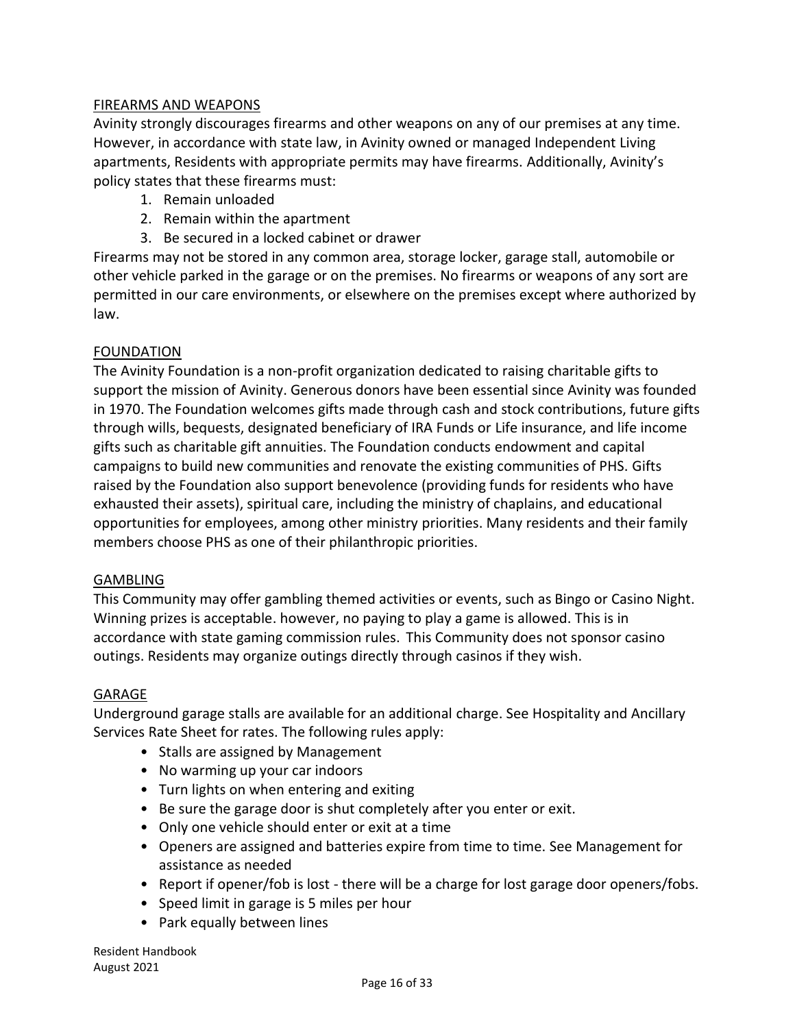## FIREARMS AND WEAPONS

Avinity strongly discourages firearms and other weapons on any of our premises at any time. However, in accordance with state law, in Avinity owned or managed Independent Living apartments, Residents with appropriate permits may have firearms. Additionally, Avinity's policy states that these firearms must:

1. Remain unloaded
2. Remain within the apartment
3. Be secured in a locked cabinet or drawer

Firearms may not be stored in any common area, storage locker, garage stall, automobile or other vehicle parked in the garage or on the premises. No firearms or weapons of any sort are permitted in our care environments, or elsewhere on the premises except where authorized by law.

## FOUNDATION

The Avinity Foundation is a non-profit organization dedicated to raising charitable gifts to support the mission of Avinity. Generous donors have been essential since Avinity was founded in 1970. The Foundation welcomes gifts made through cash and stock contributions, future gifts through wills, bequests, designated beneficiary of IRA Funds or Life insurance, and life income gifts such as charitable gift annuities. The Foundation conducts endowment and capital campaigns to build new communities and renovate the existing communities of PHS. Gifts raised by the Foundation also support benevolence (providing funds for residents who have exhausted their assets), spiritual care, including the ministry of chaplains, and educational opportunities for employees, among other ministry priorities. Many residents and their family members choose PHS as one of their philanthropic priorities.

## GAMBLING

This Community may offer gambling themed activities or events, such as Bingo or Casino Night. Winning prizes is acceptable. however, no paying to play a game is allowed. This is in accordance with state gaming commission rules. This Community does not sponsor casino outings. Residents may organize outings directly through casinos if they wish.

## GARAGE

Underground garage stalls are available for an additional charge. See Hospitality and Ancillary Services Rate Sheet for rates. The following rules apply:

- Stalls are assigned by Management
- No warming up your car indoors
- Turn lights on when entering and exiting
- Be sure the garage door is shut completely after you enter or exit.
- Only one vehicle should enter or exit at a time
- Openers are assigned and batteries expire from time to time. See Management for assistance as needed
- Report if opener/fob is lost - there will be a charge for lost garage door openers/fobs.
- Speed limit in garage is 5 miles per hour
- Park equally between lines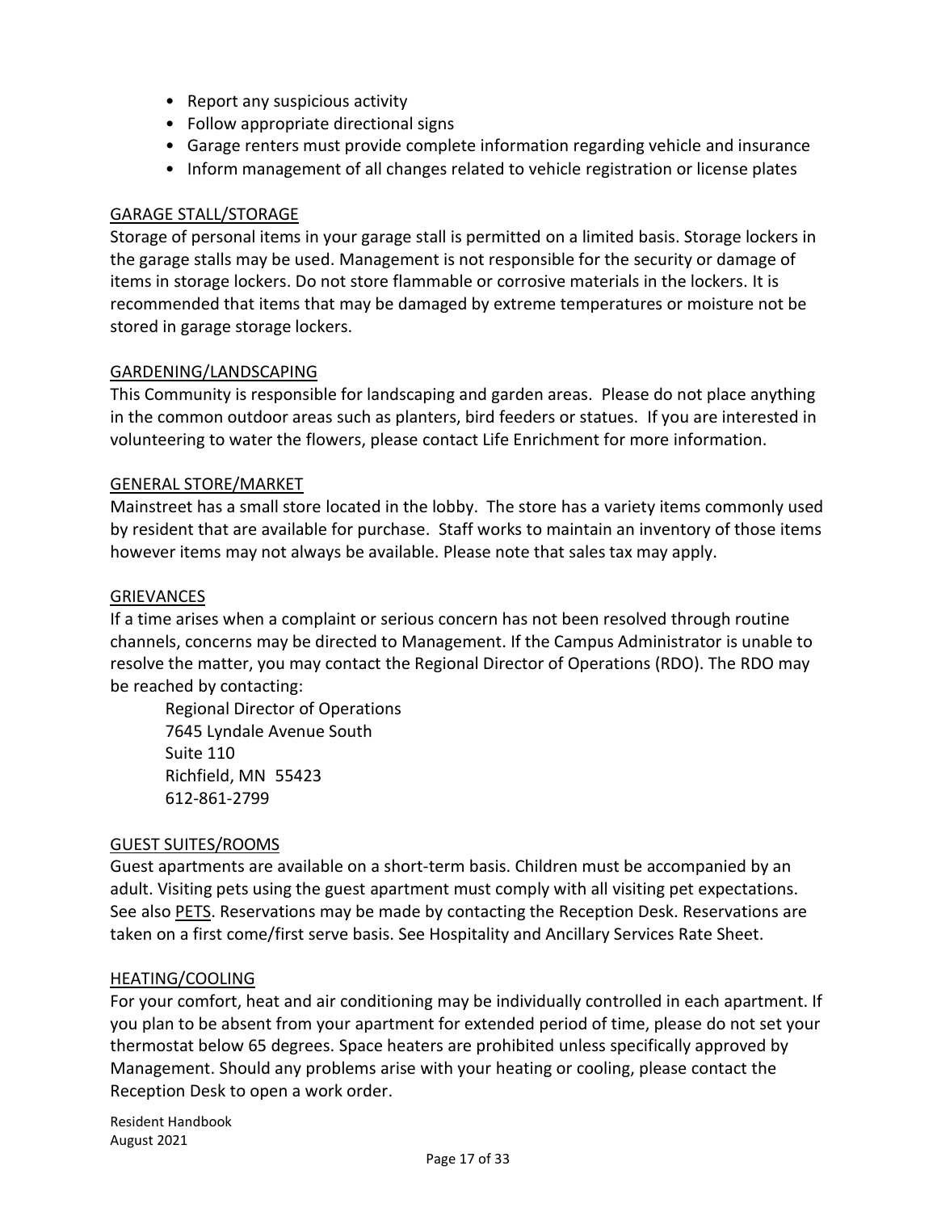- Report any suspicious activity
- Follow appropriate directional signs
- Garage renters must provide complete information regarding vehicle and insurance
- Inform management of all changes related to vehicle registration or license plates

## GARAGE STALL/STORAGE

Storage of personal items in your garage stall is permitted on a limited basis. Storage lockers in the garage stalls may be used. Management is not responsible for the security or damage of items in storage lockers. Do not store flammable or corrosive materials in the lockers. It is recommended that items that may be damaged by extreme temperatures or moisture not be stored in garage storage lockers.

## GARDENING/LANDSCAPING

This Community is responsible for landscaping and garden areas. Please do not place anything in the common outdoor areas such as planters, bird feeders or statues. If you are interested in volunteering to water the flowers, please contact Life Enrichment for more information.

## GENERAL STORE/MARKET

Mainstreet has a small store located in the lobby. The store has a variety items commonly used by resident that are available for purchase. Staff works to maintain an inventory of those items however items may not always be available. Please note that sales tax may apply.

## GRIEVANCES

If a time arises when a complaint or serious concern has not been resolved through routine channels, concerns may be directed to Management. If the Campus Administrator is unable to resolve the matter, you may contact the Regional Director of Operations (RDO). The RDO may be reached by contacting:

Regional Director of Operations
7645 Lyndale Avenue South
Suite 110
Richfield, MN 55423
612-861-2799

## GUEST SUITES/ROOMS

Guest apartments are available on a short-term basis. Children must be accompanied by an adult. Visiting pets using the guest apartment must comply with all visiting pet expectations. See also PETS. Reservations may be made by contacting the Reception Desk. Reservations are taken on a first come/first serve basis. See Hospitality and Ancillary Services Rate Sheet.

## HEATING/COOLING

For your comfort, heat and air conditioning may be individually controlled in each apartment. If you plan to be absent from your apartment for extended period of time, please do not set your thermostat below 65 degrees. Space heaters are prohibited unless specifically approved by Management. Should any problems arise with your heating or cooling, please contact the Reception Desk to open a work order.

Resident Handbook
August 2021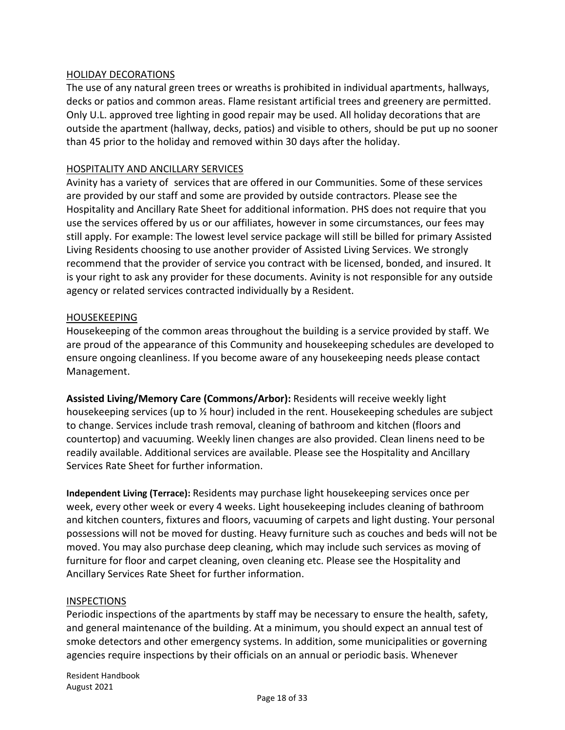## HOLIDAY DECORATIONS

The use of any natural green trees or wreaths is prohibited in individual apartments, hallways, decks or patios and common areas. Flame resistant artificial trees and greenery are permitted. Only U.L. approved tree lighting in good repair may be used. All holiday decorations that are outside the apartment (hallway, decks, patios) and visible to others, should be put up no sooner than 45 prior to the holiday and removed within 30 days after the holiday.

## HOSPITALITY AND ANCILLARY SERVICES

Avinity has a variety of services that are offered in our Communities. Some of these services are provided by our staff and some are provided by outside contractors. Please see the Hospitality and Ancillary Rate Sheet for additional information. PHS does not require that you use the services offered by us or our affiliates, however in some circumstances, our fees may still apply. For example: The lowest level service package will still be billed for primary Assisted Living Residents choosing to use another provider of Assisted Living Services. We strongly recommend that the provider of service you contract with be licensed, bonded, and insured. It is your right to ask any provider for these documents. Avinity is not responsible for any outside agency or related services contracted individually by a Resident.

## HOUSEKEEPING

Housekeeping of the common areas throughout the building is a service provided by staff. We are proud of the appearance of this Community and housekeeping schedules are developed to ensure ongoing cleanliness. If you become aware of any housekeeping needs please contact Management.

**Assisted Living/Memory Care (Commons/Arbor):** Residents will receive weekly light housekeeping services (up to ½ hour) included in the rent. Housekeeping schedules are subject to change. Services include trash removal, cleaning of bathroom and kitchen (floors and countertop) and vacuuming. Weekly linen changes are also provided. Clean linens need to be readily available. Additional services are available. Please see the Hospitality and Ancillary Services Rate Sheet for further information.

**Independent Living (Terrace):** Residents may purchase light housekeeping services once per week, every other week or every 4 weeks. Light housekeeping includes cleaning of bathroom and kitchen counters, fixtures and floors, vacuuming of carpets and light dusting. Your personal possessions will not be moved for dusting. Heavy furniture such as couches and beds will not be moved. You may also purchase deep cleaning, which may include such services as moving of furniture for floor and carpet cleaning, oven cleaning etc. Please see the Hospitality and Ancillary Services Rate Sheet for further information.

## INSPECTIONS

Periodic inspections of the apartments by staff may be necessary to ensure the health, safety, and general maintenance of the building. At a minimum, you should expect an annual test of smoke detectors and other emergency systems. In addition, some municipalities or governing agencies require inspections by their officials on an annual or periodic basis. Whenever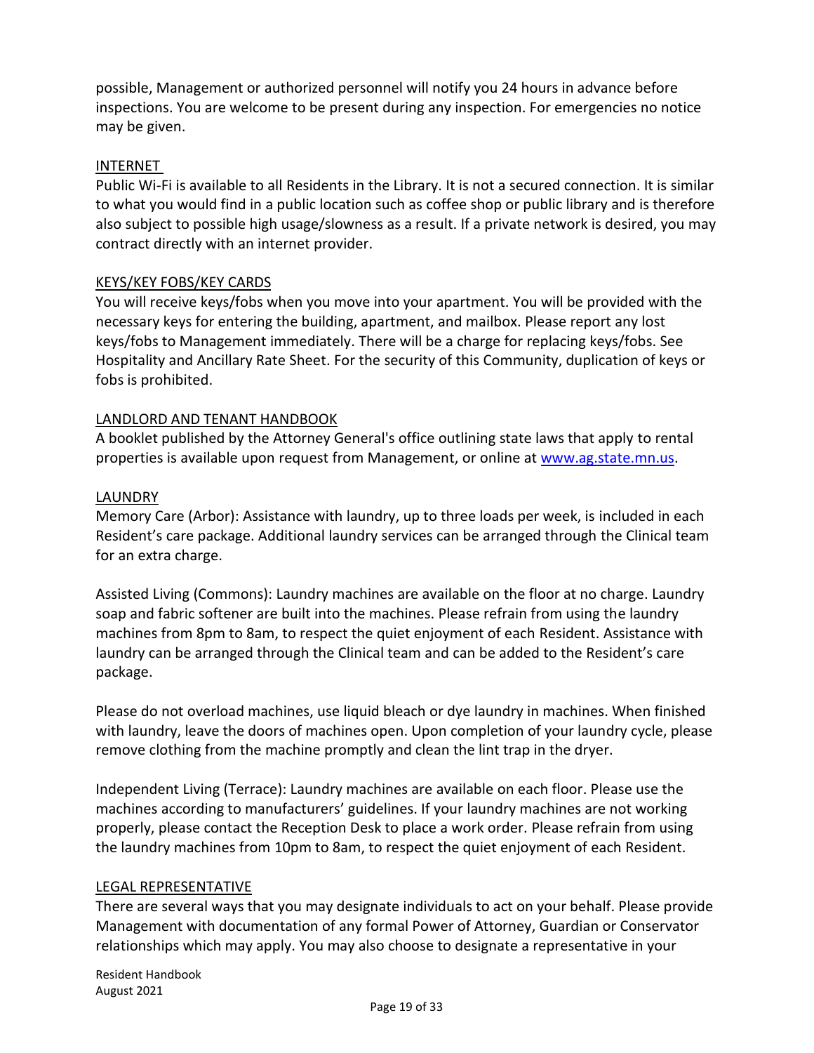possible, Management or authorized personnel will notify you 24 hours in advance before inspections. You are welcome to be present during any inspection. For emergencies no notice may be given.

## INTERNET

Public Wi-Fi is available to all Residents in the Library. It is not a secured connection. It is similar to what you would find in a public location such as coffee shop or public library and is therefore also subject to possible high usage/slowness as a result. If a private network is desired, you may contract directly with an internet provider.

## KEYS/KEY FOBS/KEY CARDS

You will receive keys/fobs when you move into your apartment. You will be provided with the necessary keys for entering the building, apartment, and mailbox. Please report any lost keys/fobs to Management immediately. There will be a charge for replacing keys/fobs. See Hospitality and Ancillary Rate Sheet. For the security of this Community, duplication of keys or fobs is prohibited.

## LANDLORD AND TENANT HANDBOOK

A booklet published by the Attorney General's office outlining state laws that apply to rental properties is available upon request from Management, or online at [www.ag.state.mn.us](http://www.ag.state.mn.us).

## LAUNDRY

Memory Care (Arbor): Assistance with laundry, up to three loads per week, is included in each Resident's care package. Additional laundry services can be arranged through the Clinical team for an extra charge.

Assisted Living (Commons): Laundry machines are available on the floor at no charge. Laundry soap and fabric softener are built into the machines. Please refrain from using the laundry machines from 8pm to 8am, to respect the quiet enjoyment of each Resident. Assistance with laundry can be arranged through the Clinical team and can be added to the Resident's care package.

Please do not overload machines, use liquid bleach or dye laundry in machines. When finished with laundry, leave the doors of machines open. Upon completion of your laundry cycle, please remove clothing from the machine promptly and clean the lint trap in the dryer.

Independent Living (Terrace): Laundry machines are available on each floor. Please use the machines according to manufacturers' guidelines. If your laundry machines are not working properly, please contact the Reception Desk to place a work order. Please refrain from using the laundry machines from 10pm to 8am, to respect the quiet enjoyment of each Resident.

## LEGAL REPRESENTATIVE

There are several ways that you may designate individuals to act on your behalf. Please provide Management with documentation of any formal Power of Attorney, Guardian or Conservator relationships which may apply. You may also choose to designate a representative in your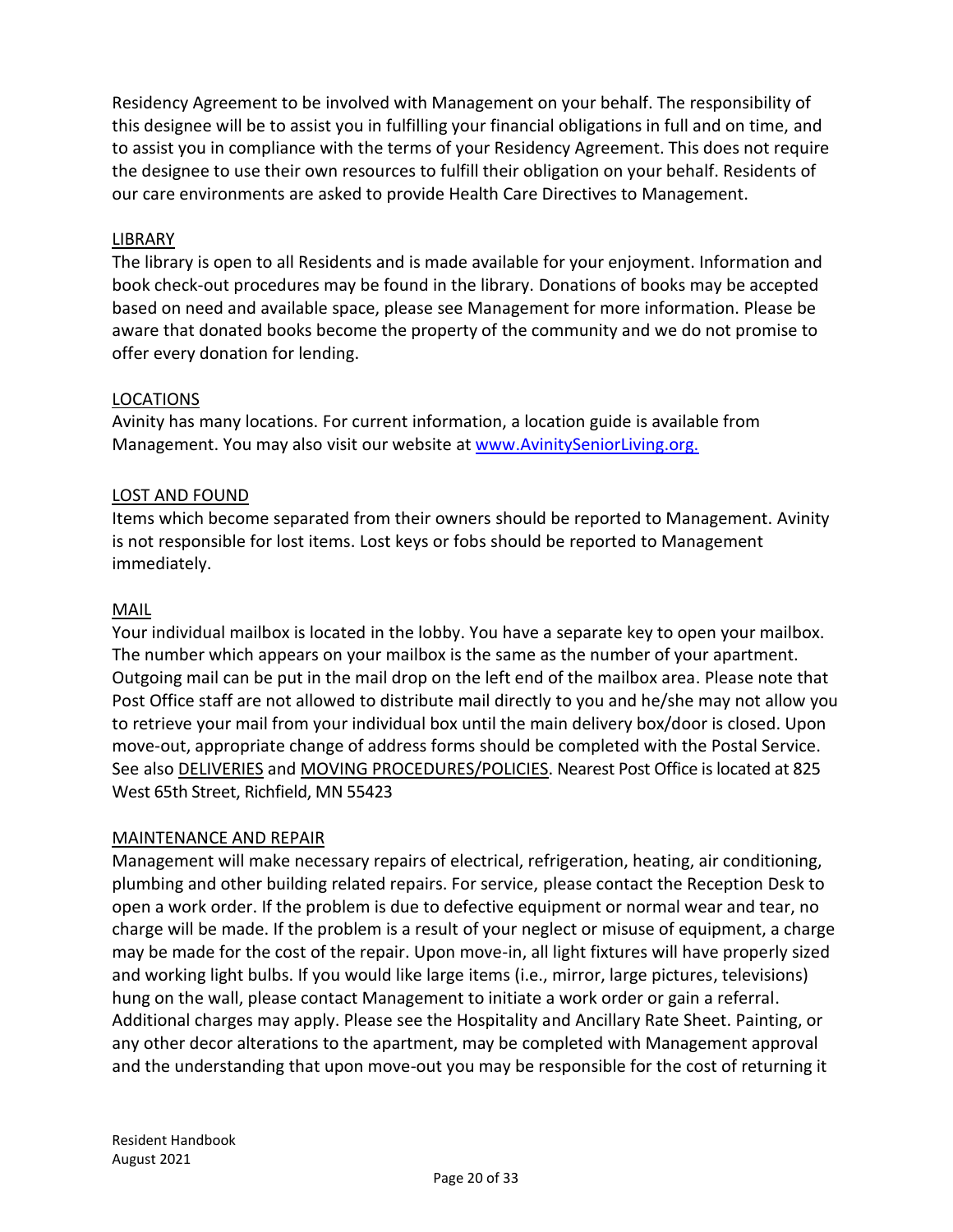Residency Agreement to be involved with Management on your behalf. The responsibility of this designee will be to assist you in fulfilling your financial obligations in full and on time, and to assist you in compliance with the terms of your Residency Agreement. This does not require the designee to use their own resources to fulfill their obligation on your behalf. Residents of our care environments are asked to provide Health Care Directives to Management.

## LIBRARY

The library is open to all Residents and is made available for your enjoyment. Information and book check-out procedures may be found in the library. Donations of books may be accepted based on need and available space, please see Management for more information. Please be aware that donated books become the property of the community and we do not promise to offer every donation for lending.

## LOCATIONS

Avinity has many locations. For current information, a location guide is available from Management. You may also visit our website at [www.AvinitySeniorLiving.org.](http://www.AvinitySeniorLiving.org)

## LOST AND FOUND

Items which become separated from their owners should be reported to Management. Avinity is not responsible for lost items. Lost keys or fobs should be reported to Management immediately.

## MAIL

Your individual mailbox is located in the lobby. You have a separate key to open your mailbox. The number which appears on your mailbox is the same as the number of your apartment. Outgoing mail can be put in the mail drop on the left end of the mailbox area. Please note that Post Office staff are not allowed to distribute mail directly to you and he/she may not allow you to retrieve your mail from your individual box until the main delivery box/door is closed. Upon move-out, appropriate change of address forms should be completed with the Postal Service. See also DELIVERIES and MOVING PROCEDURES/POLICIES. Nearest Post Office is located at 825 West 65th Street, Richfield, MN 55423

## MAINTENANCE AND REPAIR

Management will make necessary repairs of electrical, refrigeration, heating, air conditioning, plumbing and other building related repairs. For service, please contact the Reception Desk to open a work order. If the problem is due to defective equipment or normal wear and tear, no charge will be made. If the problem is a result of your neglect or misuse of equipment, a charge may be made for the cost of the repair. Upon move-in, all light fixtures will have properly sized and working light bulbs. If you would like large items (i.e., mirror, large pictures, televisions) hung on the wall, please contact Management to initiate a work order or gain a referral. Additional charges may apply. Please see the Hospitality and Ancillary Rate Sheet. Painting, or any other decor alterations to the apartment, may be completed with Management approval and the understanding that upon move-out you may be responsible for the cost of returning it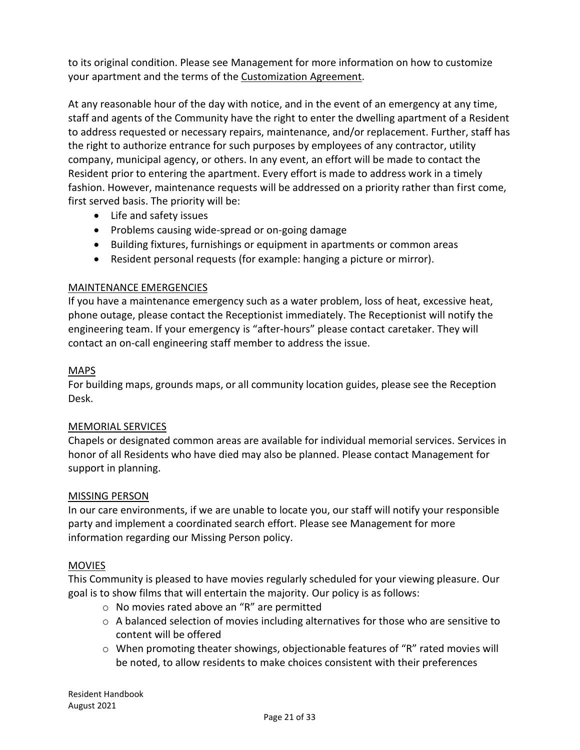to its original condition. Please see Management for more information on how to customize your apartment and the terms of the Customization Agreement.

At any reasonable hour of the day with notice, and in the event of an emergency at any time, staff and agents of the Community have the right to enter the dwelling apartment of a Resident to address requested or necessary repairs, maintenance, and/or replacement. Further, staff has the right to authorize entrance for such purposes by employees of any contractor, utility company, municipal agency, or others. In any event, an effort will be made to contact the Resident prior to entering the apartment. Every effort is made to address work in a timely fashion. However, maintenance requests will be addressed on a priority rather than first come, first served basis. The priority will be:

- Life and safety issues
- Problems causing wide-spread or on-going damage
- Building fixtures, furnishings or equipment in apartments or common areas
- Resident personal requests (for example: hanging a picture or mirror).

## MAINTENANCE EMERGENCIES

If you have a maintenance emergency such as a water problem, loss of heat, excessive heat, phone outage, please contact the Receptionist immediately. The Receptionist will notify the engineering team. If your emergency is "after-hours" please contact caretaker. They will contact an on-call engineering staff member to address the issue.

## MAPS

For building maps, grounds maps, or all community location guides, please see the Reception Desk.

## MEMORIAL SERVICES

Chapels or designated common areas are available for individual memorial services. Services in honor of all Residents who have died may also be planned. Please contact Management for support in planning.

## MISSING PERSON

In our care environments, if we are unable to locate you, our staff will notify your responsible party and implement a coordinated search effort. Please see Management for more information regarding our Missing Person policy.

## MOVIES

This Community is pleased to have movies regularly scheduled for your viewing pleasure. Our goal is to show films that will entertain the majority. Our policy is as follows:

- No movies rated above an "R" are permitted
- A balanced selection of movies including alternatives for those who are sensitive to content will be offered
- When promoting theater showings, objectionable features of "R" rated movies will be noted, to allow residents to make choices consistent with their preferences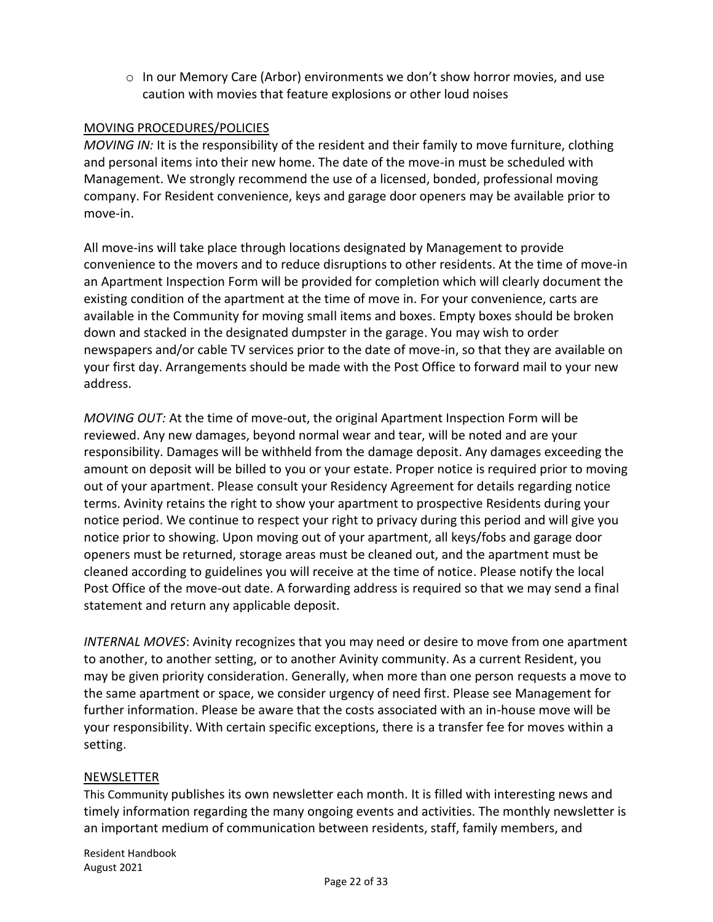- In our Memory Care (Arbor) environments we don't show horror movies, and use caution with movies that feature explosions or other loud noises

## MOVING PROCEDURES/POLICIES

*MOVING IN:* It is the responsibility of the resident and their family to move furniture, clothing and personal items into their new home. The date of the move-in must be scheduled with Management. We strongly recommend the use of a licensed, bonded, professional moving company. For Resident convenience, keys and garage door openers may be available prior to move-in.

All move-ins will take place through locations designated by Management to provide convenience to the movers and to reduce disruptions to other residents. At the time of move-in an Apartment Inspection Form will be provided for completion which will clearly document the existing condition of the apartment at the time of move in. For your convenience, carts are available in the Community for moving small items and boxes. Empty boxes should be broken down and stacked in the designated dumpster in the garage. You may wish to order newspapers and/or cable TV services prior to the date of move-in, so that they are available on your first day. Arrangements should be made with the Post Office to forward mail to your new address.

*MOVING OUT:* At the time of move-out, the original Apartment Inspection Form will be reviewed. Any new damages, beyond normal wear and tear, will be noted and are your responsibility. Damages will be withheld from the damage deposit. Any damages exceeding the amount on deposit will be billed to you or your estate. Proper notice is required prior to moving out of your apartment. Please consult your Residency Agreement for details regarding notice terms. Avinity retains the right to show your apartment to prospective Residents during your notice period. We continue to respect your right to privacy during this period and will give you notice prior to showing. Upon moving out of your apartment, all keys/fobs and garage door openers must be returned, storage areas must be cleaned out, and the apartment must be cleaned according to guidelines you will receive at the time of notice. Please notify the local Post Office of the move-out date. A forwarding address is required so that we may send a final statement and return any applicable deposit.

*INTERNAL MOVES*: Avinity recognizes that you may need or desire to move from one apartment to another, to another setting, or to another Avinity community. As a current Resident, you may be given priority consideration. Generally, when more than one person requests a move to the same apartment or space, we consider urgency of need first. Please see Management for further information. Please be aware that the costs associated with an in-house move will be your responsibility. With certain specific exceptions, there is a transfer fee for moves within a setting.

## NEWSLETTER

This Community publishes its own newsletter each month. It is filled with interesting news and timely information regarding the many ongoing events and activities. The monthly newsletter is an important medium of communication between residents, staff, family members, and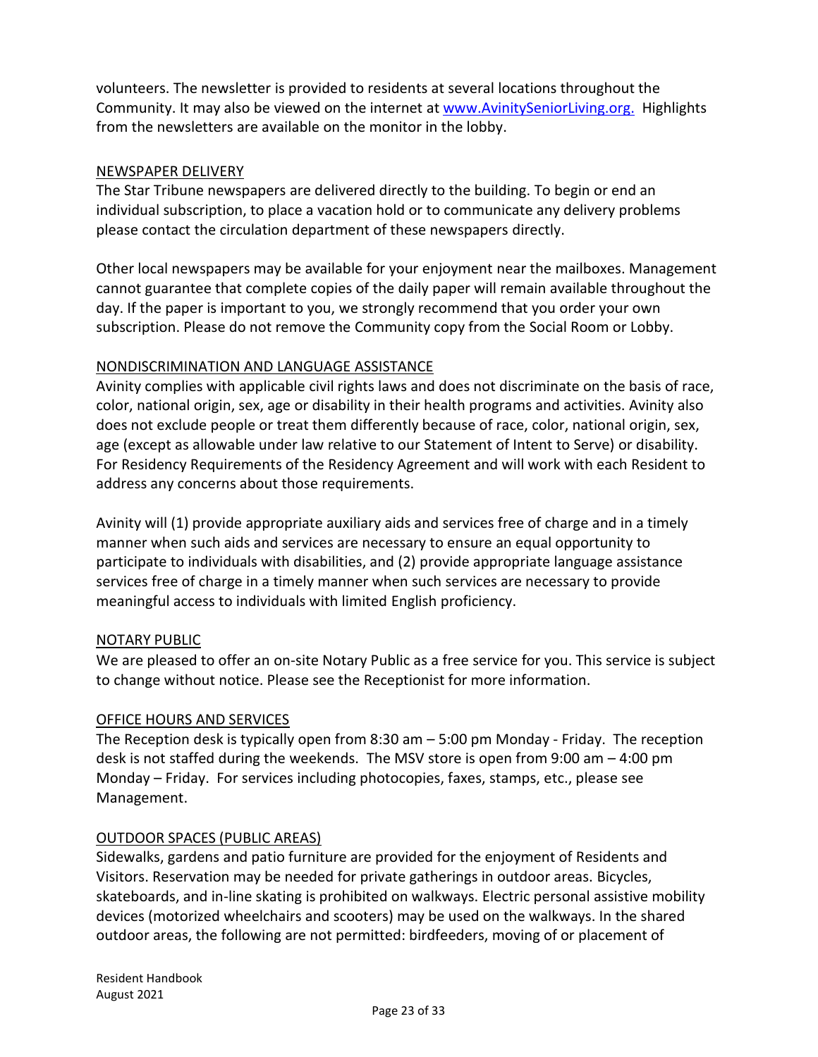volunteers. The newsletter is provided to residents at several locations throughout the Community. It may also be viewed on the internet at [www.AvinitySeniorLiving.org.](www.AvinitySeniorLiving.org) Highlights from the newsletters are available on the monitor in the lobby.

## NEWSPAPER DELIVERY

The Star Tribune newspapers are delivered directly to the building. To begin or end an individual subscription, to place a vacation hold or to communicate any delivery problems please contact the circulation department of these newspapers directly.

Other local newspapers may be available for your enjoyment near the mailboxes. Management cannot guarantee that complete copies of the daily paper will remain available throughout the day. If the paper is important to you, we strongly recommend that you order your own subscription. Please do not remove the Community copy from the Social Room or Lobby.

## NONDISCRIMINATION AND LANGUAGE ASSISTANCE

Avinity complies with applicable civil rights laws and does not discriminate on the basis of race, color, national origin, sex, age or disability in their health programs and activities. Avinity also does not exclude people or treat them differently because of race, color, national origin, sex, age (except as allowable under law relative to our Statement of Intent to Serve) or disability. For Residency Requirements of the Residency Agreement and will work with each Resident to address any concerns about those requirements.

Avinity will (1) provide appropriate auxiliary aids and services free of charge and in a timely manner when such aids and services are necessary to ensure an equal opportunity to participate to individuals with disabilities, and (2) provide appropriate language assistance services free of charge in a timely manner when such services are necessary to provide meaningful access to individuals with limited English proficiency.

## NOTARY PUBLIC

We are pleased to offer an on-site Notary Public as a free service for you. This service is subject to change without notice. Please see the Receptionist for more information.

## OFFICE HOURS AND SERVICES

The Reception desk is typically open from 8:30 am – 5:00 pm Monday - Friday. The reception desk is not staffed during the weekends. The MSV store is open from 9:00 am – 4:00 pm Monday – Friday. For services including photocopies, faxes, stamps, etc., please see Management.

## OUTDOOR SPACES (PUBLIC AREAS)

Sidewalks, gardens and patio furniture are provided for the enjoyment of Residents and Visitors. Reservation may be needed for private gatherings in outdoor areas. Bicycles, skateboards, and in-line skating is prohibited on walkways. Electric personal assistive mobility devices (motorized wheelchairs and scooters) may be used on the walkways. In the shared outdoor areas, the following are not permitted: birdfeeders, moving of or placement of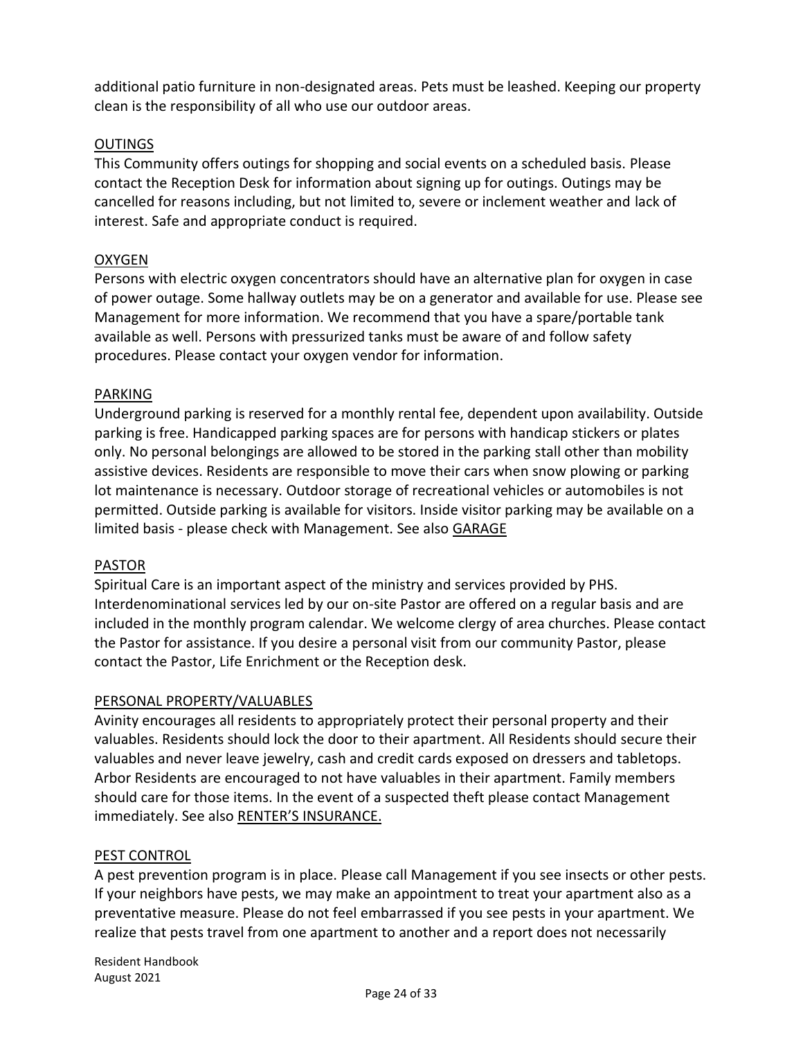additional patio furniture in non-designated areas. Pets must be leashed. Keeping our property clean is the responsibility of all who use our outdoor areas.

## OUTINGS

This Community offers outings for shopping and social events on a scheduled basis. Please contact the Reception Desk for information about signing up for outings. Outings may be cancelled for reasons including, but not limited to, severe or inclement weather and lack of interest. Safe and appropriate conduct is required.

## OXYGEN

Persons with electric oxygen concentrators should have an alternative plan for oxygen in case of power outage. Some hallway outlets may be on a generator and available for use. Please see Management for more information. We recommend that you have a spare/portable tank available as well. Persons with pressurized tanks must be aware of and follow safety procedures. Please contact your oxygen vendor for information.

## PARKING

Underground parking is reserved for a monthly rental fee, dependent upon availability. Outside parking is free. Handicapped parking spaces are for persons with handicap stickers or plates only. No personal belongings are allowed to be stored in the parking stall other than mobility assistive devices. Residents are responsible to move their cars when snow plowing or parking lot maintenance is necessary. Outdoor storage of recreational vehicles or automobiles is not permitted. Outside parking is available for visitors. Inside visitor parking may be available on a limited basis - please check with Management. See also GARAGE

## PASTOR

Spiritual Care is an important aspect of the ministry and services provided by PHS. Interdenominational services led by our on-site Pastor are offered on a regular basis and are included in the monthly program calendar. We welcome clergy of area churches. Please contact the Pastor for assistance. If you desire a personal visit from our community Pastor, please contact the Pastor, Life Enrichment or the Reception desk.

## PERSONAL PROPERTY/VALUABLES

Avinity encourages all residents to appropriately protect their personal property and their valuables. Residents should lock the door to their apartment. All Residents should secure their valuables and never leave jewelry, cash and credit cards exposed on dressers and tabletops. Arbor Residents are encouraged to not have valuables in their apartment. Family members should care for those items. In the event of a suspected theft please contact Management immediately. See also RENTER'S INSURANCE.

## PEST CONTROL

A pest prevention program is in place. Please call Management if you see insects or other pests. If your neighbors have pests, we may make an appointment to treat your apartment also as a preventative measure. Please do not feel embarrassed if you see pests in your apartment. We realize that pests travel from one apartment to another and a report does not necessarily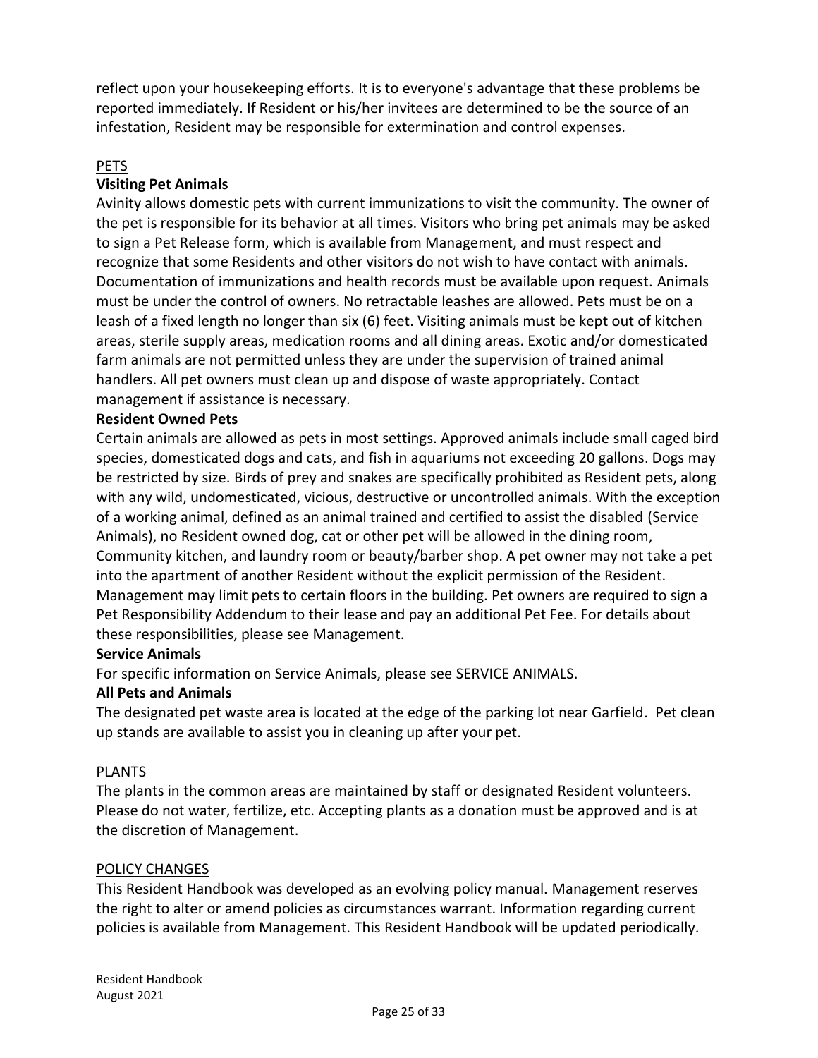reflect upon your housekeeping efforts. It is to everyone's advantage that these problems be reported immediately. If Resident or his/her invitees are determined to be the source of an infestation, Resident may be responsible for extermination and control expenses.

## PETS

### Visiting Pet Animals

Avinity allows domestic pets with current immunizations to visit the community. The owner of the pet is responsible for its behavior at all times. Visitors who bring pet animals may be asked to sign a Pet Release form, which is available from Management, and must respect and recognize that some Residents and other visitors do not wish to have contact with animals. Documentation of immunizations and health records must be available upon request. Animals must be under the control of owners. No retractable leashes are allowed. Pets must be on a leash of a fixed length no longer than six (6) feet. Visiting animals must be kept out of kitchen areas, sterile supply areas, medication rooms and all dining areas. Exotic and/or domesticated farm animals are not permitted unless they are under the supervision of trained animal handlers. All pet owners must clean up and dispose of waste appropriately. Contact management if assistance is necessary.

### Resident Owned Pets

Certain animals are allowed as pets in most settings. Approved animals include small caged bird species, domesticated dogs and cats, and fish in aquariums not exceeding 20 gallons. Dogs may be restricted by size. Birds of prey and snakes are specifically prohibited as Resident pets, along with any wild, undomesticated, vicious, destructive or uncontrolled animals. With the exception of a working animal, defined as an animal trained and certified to assist the disabled (Service Animals), no Resident owned dog, cat or other pet will be allowed in the dining room, Community kitchen, and laundry room or beauty/barber shop. A pet owner may not take a pet into the apartment of another Resident without the explicit permission of the Resident. Management may limit pets to certain floors in the building. Pet owners are required to sign a Pet Responsibility Addendum to their lease and pay an additional Pet Fee. For details about these responsibilities, please see Management.

### Service Animals

For specific information on Service Animals, please see SERVICE ANIMALS.

### All Pets and Animals

The designated pet waste area is located at the edge of the parking lot near Garfield. Pet clean up stands are available to assist you in cleaning up after your pet.

## PLANTS

The plants in the common areas are maintained by staff or designated Resident volunteers. Please do not water, fertilize, etc. Accepting plants as a donation must be approved and is at the discretion of Management.

## POLICY CHANGES

This Resident Handbook was developed as an evolving policy manual. Management reserves the right to alter or amend policies as circumstances warrant. Information regarding current policies is available from Management. This Resident Handbook will be updated periodically.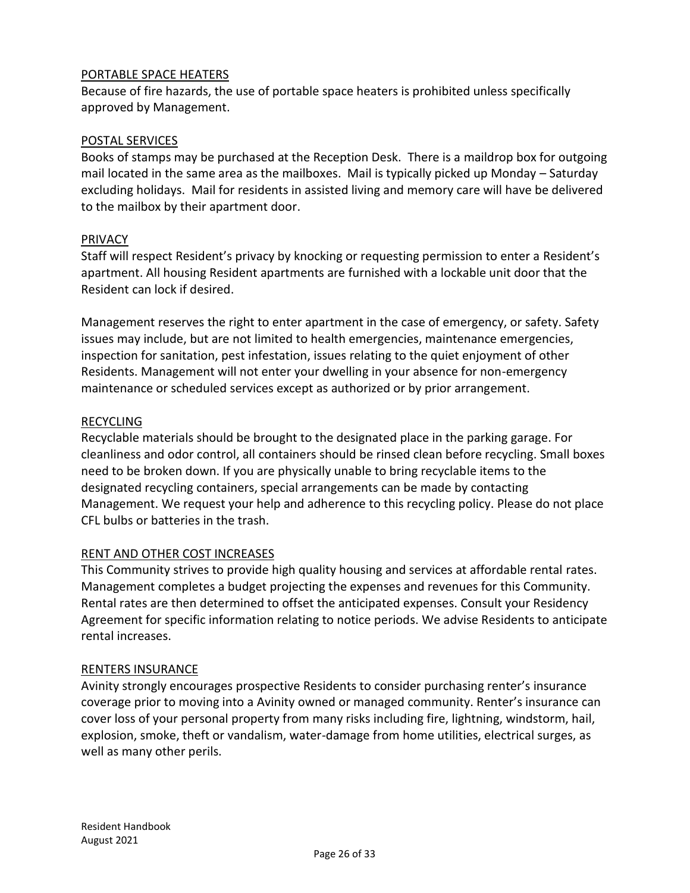## PORTABLE SPACE HEATERS

Because of fire hazards, the use of portable space heaters is prohibited unless specifically approved by Management.

## POSTAL SERVICES

Books of stamps may be purchased at the Reception Desk. There is a maildrop box for outgoing mail located in the same area as the mailboxes. Mail is typically picked up Monday – Saturday excluding holidays. Mail for residents in assisted living and memory care will have be delivered to the mailbox by their apartment door.

## PRIVACY

Staff will respect Resident's privacy by knocking or requesting permission to enter a Resident's apartment. All housing Resident apartments are furnished with a lockable unit door that the Resident can lock if desired.

Management reserves the right to enter apartment in the case of emergency, or safety. Safety issues may include, but are not limited to health emergencies, maintenance emergencies, inspection for sanitation, pest infestation, issues relating to the quiet enjoyment of other Residents. Management will not enter your dwelling in your absence for non-emergency maintenance or scheduled services except as authorized or by prior arrangement.

## RECYCLING

Recyclable materials should be brought to the designated place in the parking garage. For cleanliness and odor control, all containers should be rinsed clean before recycling. Small boxes need to be broken down. If you are physically unable to bring recyclable items to the designated recycling containers, special arrangements can be made by contacting Management. We request your help and adherence to this recycling policy. Please do not place CFL bulbs or batteries in the trash.

## RENT AND OTHER COST INCREASES

This Community strives to provide high quality housing and services at affordable rental rates. Management completes a budget projecting the expenses and revenues for this Community. Rental rates are then determined to offset the anticipated expenses. Consult your Residency Agreement for specific information relating to notice periods. We advise Residents to anticipate rental increases.

## RENTERS INSURANCE

Avinity strongly encourages prospective Residents to consider purchasing renter's insurance coverage prior to moving into a Avinity owned or managed community. Renter's insurance can cover loss of your personal property from many risks including fire, lightning, windstorm, hail, explosion, smoke, theft or vandalism, water-damage from home utilities, electrical surges, as well as many other perils.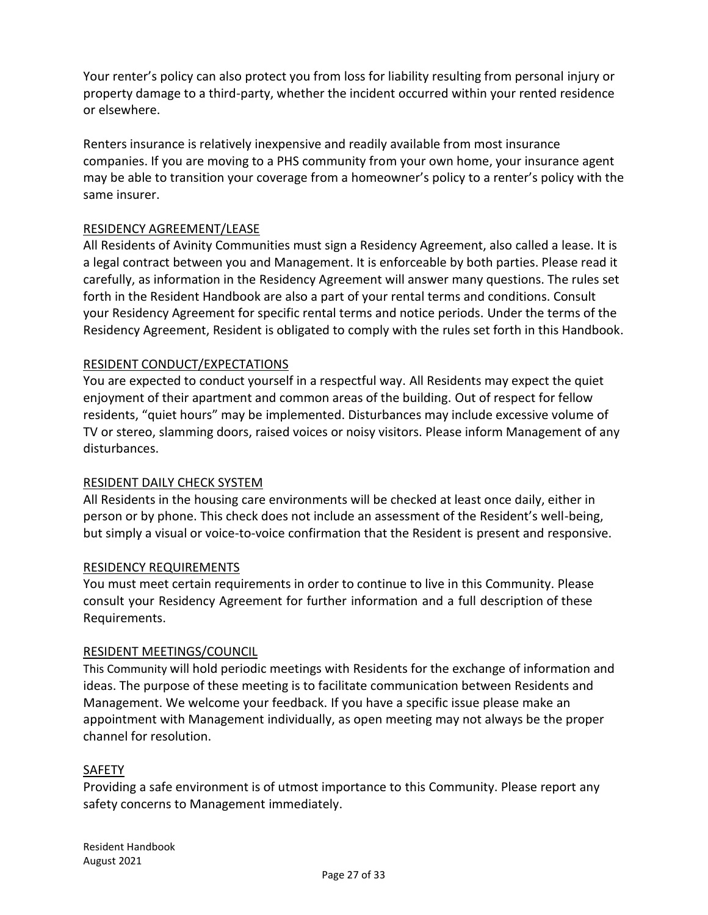Your renter's policy can also protect you from loss for liability resulting from personal injury or property damage to a third-party, whether the incident occurred within your rented residence or elsewhere.

Renters insurance is relatively inexpensive and readily available from most insurance companies. If you are moving to a PHS community from your own home, your insurance agent may be able to transition your coverage from a homeowner's policy to a renter's policy with the same insurer.

## RESIDENCY AGREEMENT/LEASE

All Residents of Avinity Communities must sign a Residency Agreement, also called a lease. It is a legal contract between you and Management. It is enforceable by both parties. Please read it carefully, as information in the Residency Agreement will answer many questions. The rules set forth in the Resident Handbook are also a part of your rental terms and conditions. Consult your Residency Agreement for specific rental terms and notice periods. Under the terms of the Residency Agreement, Resident is obligated to comply with the rules set forth in this Handbook.

## RESIDENT CONDUCT/EXPECTATIONS

You are expected to conduct yourself in a respectful way. All Residents may expect the quiet enjoyment of their apartment and common areas of the building. Out of respect for fellow residents, "quiet hours" may be implemented. Disturbances may include excessive volume of TV or stereo, slamming doors, raised voices or noisy visitors. Please inform Management of any disturbances.

## RESIDENT DAILY CHECK SYSTEM

All Residents in the housing care environments will be checked at least once daily, either in person or by phone. This check does not include an assessment of the Resident's well-being, but simply a visual or voice-to-voice confirmation that the Resident is present and responsive.

## RESIDENCY REQUIREMENTS

You must meet certain requirements in order to continue to live in this Community. Please consult your Residency Agreement for further information and a full description of these Requirements.

## RESIDENT MEETINGS/COUNCIL

This Community will hold periodic meetings with Residents for the exchange of information and ideas. The purpose of these meeting is to facilitate communication between Residents and Management. We welcome your feedback. If you have a specific issue please make an appointment with Management individually, as open meeting may not always be the proper channel for resolution.

## SAFETY

Providing a safe environment is of utmost importance to this Community. Please report any safety concerns to Management immediately.

Resident Handbook
August 2021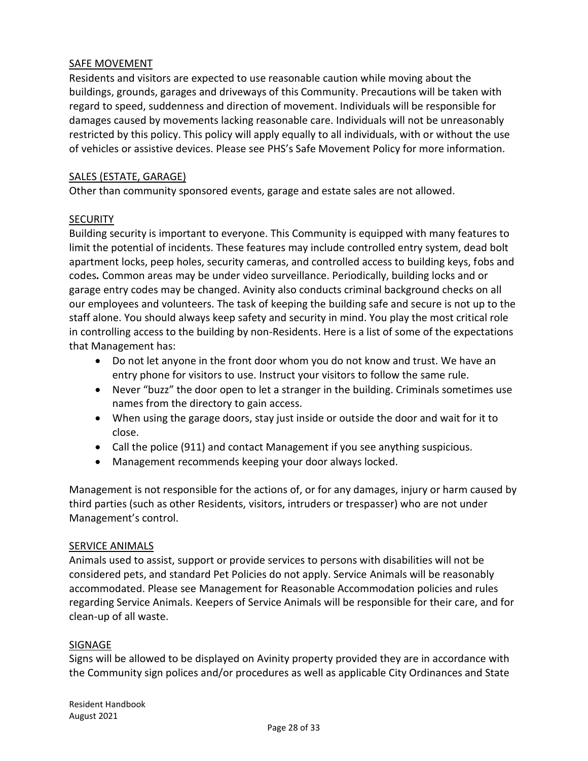## SAFE MOVEMENT

Residents and visitors are expected to use reasonable caution while moving about the buildings, grounds, garages and driveways of this Community. Precautions will be taken with regard to speed, suddenness and direction of movement. Individuals will be responsible for damages caused by movements lacking reasonable care. Individuals will not be unreasonably restricted by this policy. This policy will apply equally to all individuals, with or without the use of vehicles or assistive devices. Please see PHS's Safe Movement Policy for more information.

## SALES (ESTATE, GARAGE)

Other than community sponsored events, garage and estate sales are not allowed.

## SECURITY

Building security is important to everyone. This Community is equipped with many features to limit the potential of incidents. These features may include controlled entry system, dead bolt apartment locks, peep holes, security cameras, and controlled access to building keys, fobs and codes**.** Common areas may be under video surveillance. Periodically, building locks and or garage entry codes may be changed. Avinity also conducts criminal background checks on all our employees and volunteers. The task of keeping the building safe and secure is not up to the staff alone. You should always keep safety and security in mind. You play the most critical role in controlling access to the building by non-Residents. Here is a list of some of the expectations that Management has:

- Do not let anyone in the front door whom you do not know and trust. We have an entry phone for visitors to use. Instruct your visitors to follow the same rule.
- Never "buzz" the door open to let a stranger in the building. Criminals sometimes use names from the directory to gain access.
- When using the garage doors, stay just inside or outside the door and wait for it to close.
- Call the police (911) and contact Management if you see anything suspicious.
- Management recommends keeping your door always locked.

Management is not responsible for the actions of, or for any damages, injury or harm caused by third parties (such as other Residents, visitors, intruders or trespasser) who are not under Management's control.

## SERVICE ANIMALS

Animals used to assist, support or provide services to persons with disabilities will not be considered pets, and standard Pet Policies do not apply. Service Animals will be reasonably accommodated. Please see Management for Reasonable Accommodation policies and rules regarding Service Animals. Keepers of Service Animals will be responsible for their care, and for clean-up of all waste.

## SIGNAGE

Signs will be allowed to be displayed on Avinity property provided they are in accordance with the Community sign polices and/or procedures as well as applicable City Ordinances and State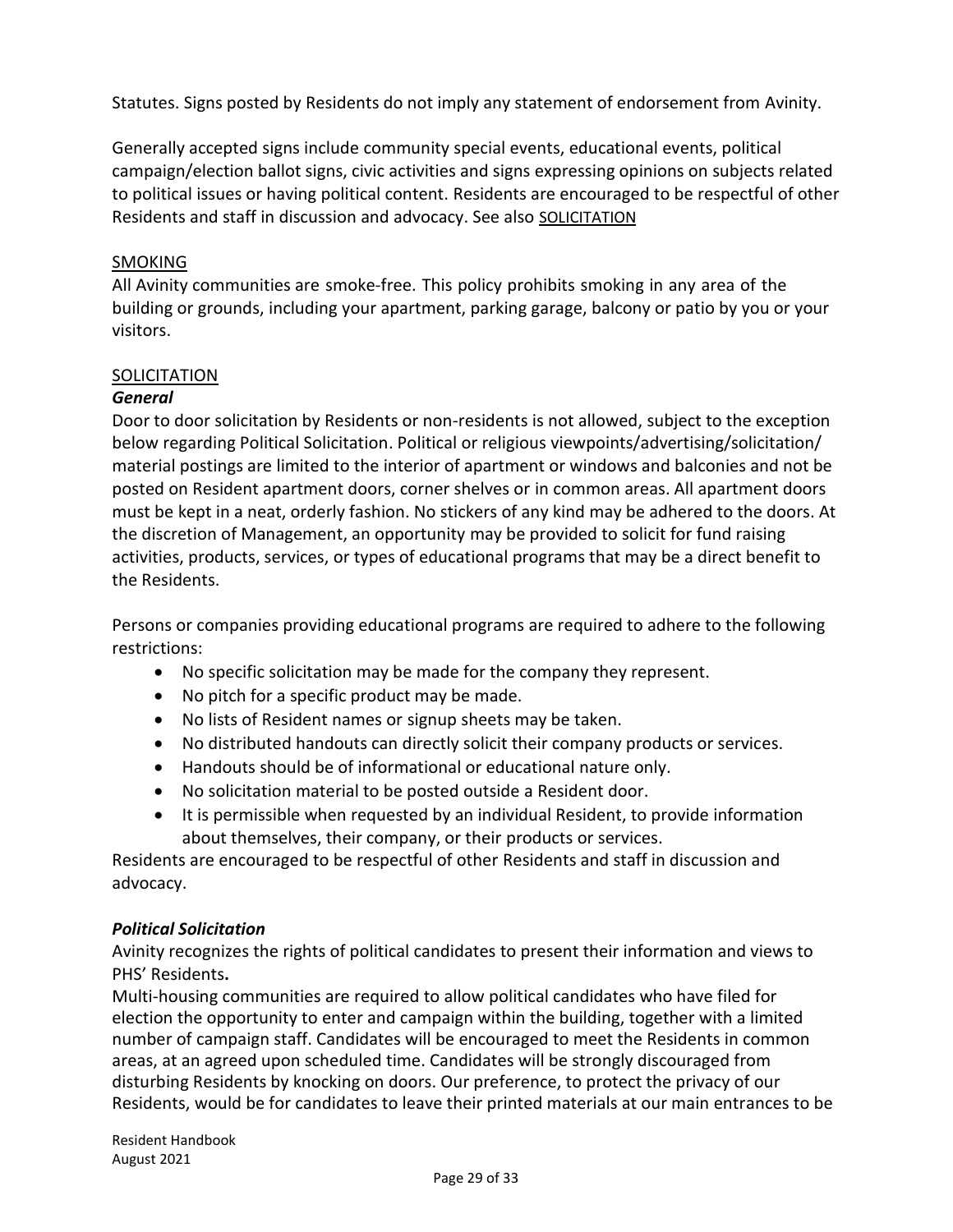Statutes. Signs posted by Residents do not imply any statement of endorsement from Avinity.

Generally accepted signs include community special events, educational events, political campaign/election ballot signs, civic activities and signs expressing opinions on subjects related to political issues or having political content. Residents are encouraged to be respectful of other Residents and staff in discussion and advocacy. See also SOLICITATION

## SMOKING

All Avinity communities are smoke-free. This policy prohibits smoking in any area of the building or grounds, including your apartment, parking garage, balcony or patio by you or your visitors.

## SOLICITATION

### *General*

Door to door solicitation by Residents or non-residents is not allowed, subject to the exception below regarding Political Solicitation. Political or religious viewpoints/advertising/solicitation/ material postings are limited to the interior of apartment or windows and balconies and not be posted on Resident apartment doors, corner shelves or in common areas. All apartment doors must be kept in a neat, orderly fashion. No stickers of any kind may be adhered to the doors. At the discretion of Management, an opportunity may be provided to solicit for fund raising activities, products, services, or types of educational programs that may be a direct benefit to the Residents.

Persons or companies providing educational programs are required to adhere to the following restrictions:

- No specific solicitation may be made for the company they represent.
- No pitch for a specific product may be made.
- No lists of Resident names or signup sheets may be taken.
- No distributed handouts can directly solicit their company products or services.
- Handouts should be of informational or educational nature only.
- No solicitation material to be posted outside a Resident door.
- It is permissible when requested by an individual Resident, to provide information about themselves, their company, or their products or services.

Residents are encouraged to be respectful of other Residents and staff in discussion and advocacy.

### *Political Solicitation*

Avinity recognizes the rights of political candidates to present their information and views to PHS' Residents**.**

Multi-housing communities are required to allow political candidates who have filed for election the opportunity to enter and campaign within the building, together with a limited number of campaign staff. Candidates will be encouraged to meet the Residents in common areas, at an agreed upon scheduled time. Candidates will be strongly discouraged from disturbing Residents by knocking on doors. Our preference, to protect the privacy of our Residents, would be for candidates to leave their printed materials at our main entrances to be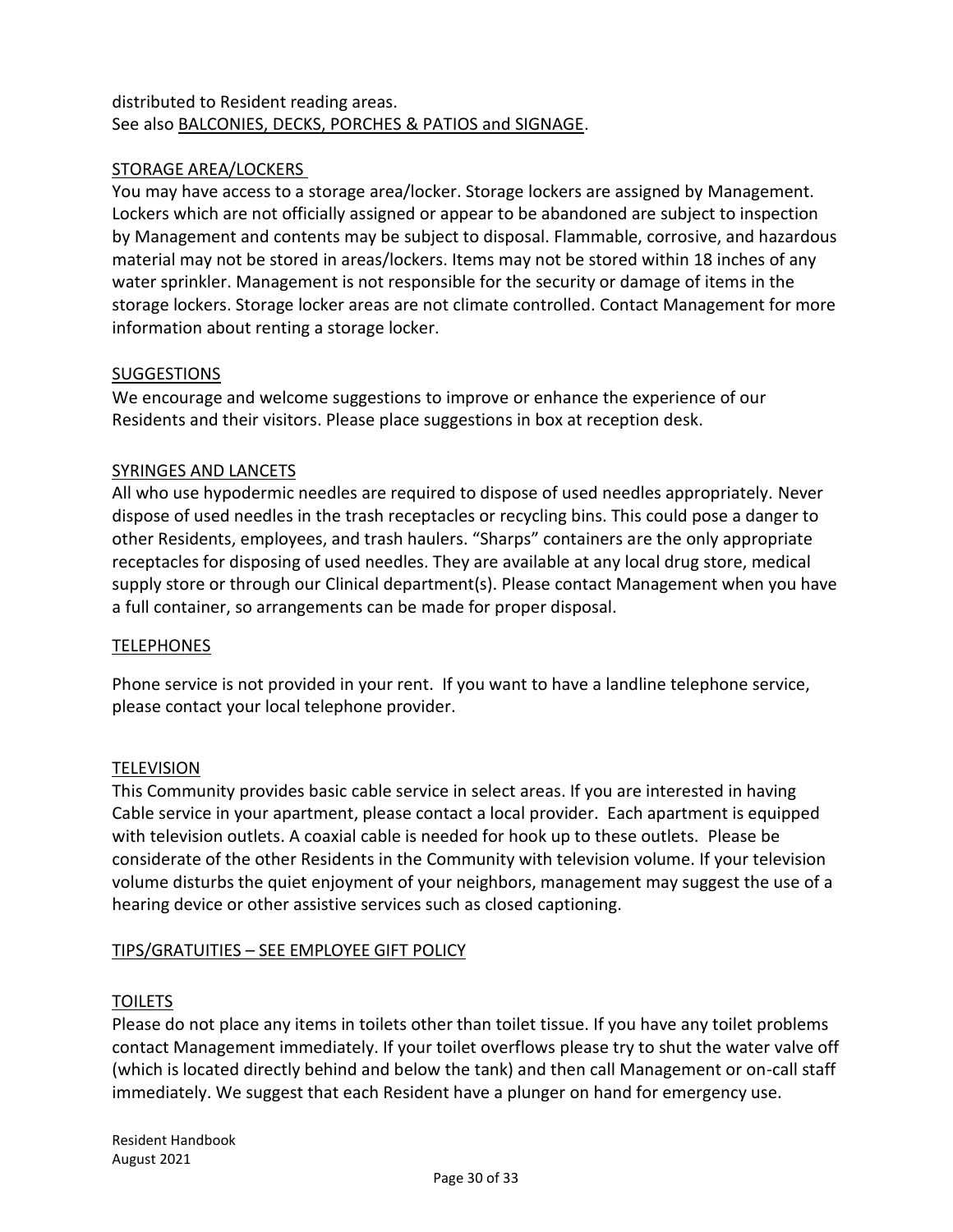distributed to Resident reading areas.
See also BALCONIES, DECKS, PORCHES & PATIOS and SIGNAGE.

## STORAGE AREA/LOCKERS

You may have access to a storage area/locker. Storage lockers are assigned by Management. Lockers which are not officially assigned or appear to be abandoned are subject to inspection by Management and contents may be subject to disposal. Flammable, corrosive, and hazardous material may not be stored in areas/lockers. Items may not be stored within 18 inches of any water sprinkler. Management is not responsible for the security or damage of items in the storage lockers. Storage locker areas are not climate controlled. Contact Management for more information about renting a storage locker.

## SUGGESTIONS

We encourage and welcome suggestions to improve or enhance the experience of our Residents and their visitors. Please place suggestions in box at reception desk.

## SYRINGES AND LANCETS

All who use hypodermic needles are required to dispose of used needles appropriately. Never dispose of used needles in the trash receptacles or recycling bins. This could pose a danger to other Residents, employees, and trash haulers. “Sharps” containers are the only appropriate receptacles for disposing of used needles. They are available at any local drug store, medical supply store or through our Clinical department(s). Please contact Management when you have a full container, so arrangements can be made for proper disposal.

## TELEPHONES

Phone service is not provided in your rent. If you want to have a landline telephone service, please contact your local telephone provider.

## TELEVISION

This Community provides basic cable service in select areas. If you are interested in having Cable service in your apartment, please contact a local provider. Each apartment is equipped with television outlets. A coaxial cable is needed for hook up to these outlets. Please be considerate of the other Residents in the Community with television volume. If your television volume disturbs the quiet enjoyment of your neighbors, management may suggest the use of a hearing device or other assistive services such as closed captioning.

## TIPS/GRATUITIES – SEE EMPLOYEE GIFT POLICY

## TOILETS

Please do not place any items in toilets other than toilet tissue. If you have any toilet problems contact Management immediately. If your toilet overflows please try to shut the water valve off (which is located directly behind and below the tank) and then call Management or on-call staff immediately. We suggest that each Resident have a plunger on hand for emergency use.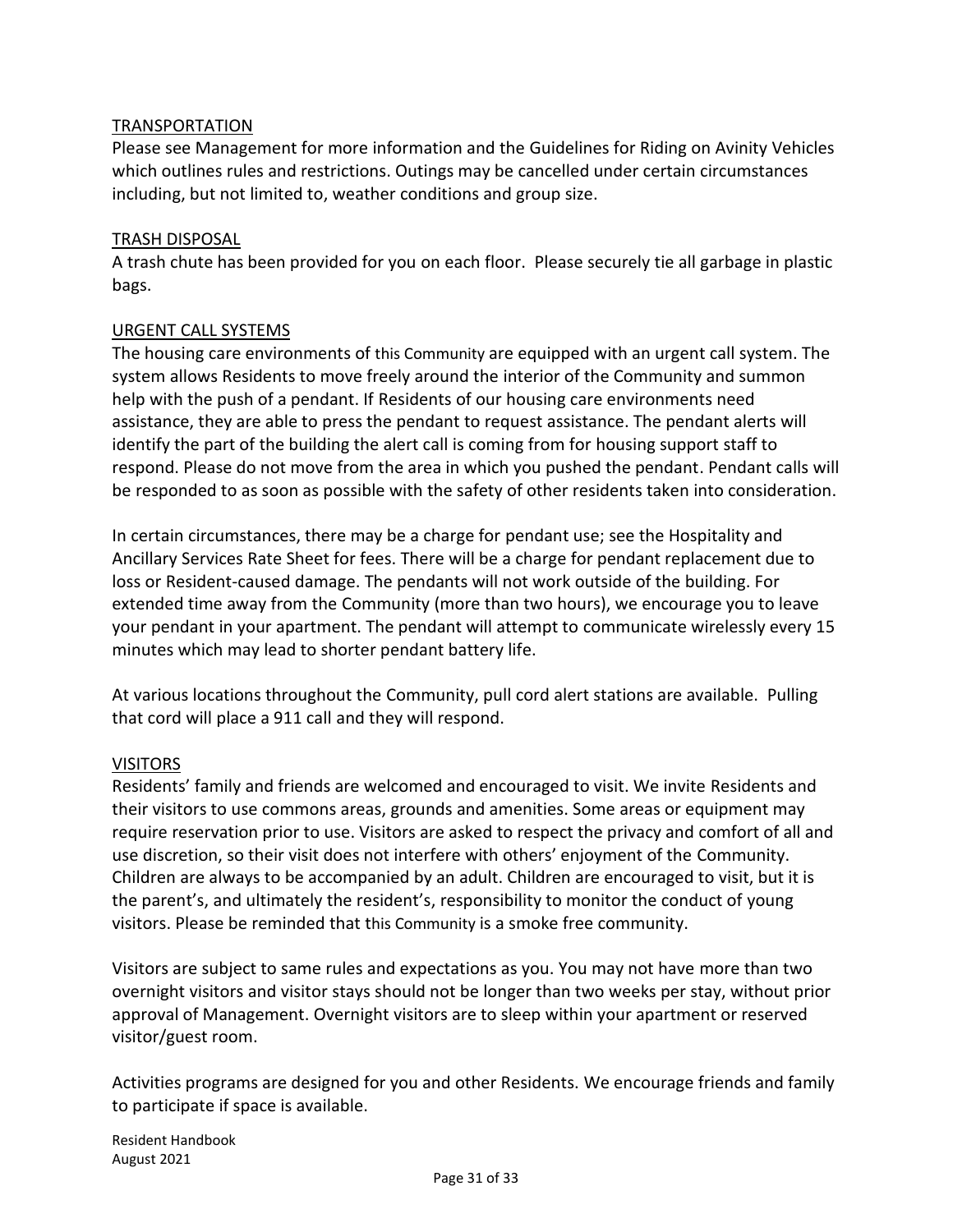## TRANSPORTATION

Please see Management for more information and the Guidelines for Riding on Avinity Vehicles which outlines rules and restrictions. Outings may be cancelled under certain circumstances including, but not limited to, weather conditions and group size.

## TRASH DISPOSAL

A trash chute has been provided for you on each floor. Please securely tie all garbage in plastic bags.

## URGENT CALL SYSTEMS

The housing care environments of this Community are equipped with an urgent call system. The system allows Residents to move freely around the interior of the Community and summon help with the push of a pendant. If Residents of our housing care environments need assistance, they are able to press the pendant to request assistance. The pendant alerts will identify the part of the building the alert call is coming from for housing support staff to respond. Please do not move from the area in which you pushed the pendant. Pendant calls will be responded to as soon as possible with the safety of other residents taken into consideration.

In certain circumstances, there may be a charge for pendant use; see the Hospitality and Ancillary Services Rate Sheet for fees. There will be a charge for pendant replacement due to loss or Resident-caused damage. The pendants will not work outside of the building. For extended time away from the Community (more than two hours), we encourage you to leave your pendant in your apartment. The pendant will attempt to communicate wirelessly every 15 minutes which may lead to shorter pendant battery life.

At various locations throughout the Community, pull cord alert stations are available. Pulling that cord will place a 911 call and they will respond.

## VISITORS

Residents' family and friends are welcomed and encouraged to visit. We invite Residents and their visitors to use commons areas, grounds and amenities. Some areas or equipment may require reservation prior to use. Visitors are asked to respect the privacy and comfort of all and use discretion, so their visit does not interfere with others' enjoyment of the Community. Children are always to be accompanied by an adult. Children are encouraged to visit, but it is the parent's, and ultimately the resident's, responsibility to monitor the conduct of young visitors. Please be reminded that this Community is a smoke free community.

Visitors are subject to same rules and expectations as you. You may not have more than two overnight visitors and visitor stays should not be longer than two weeks per stay, without prior approval of Management. Overnight visitors are to sleep within your apartment or reserved visitor/guest room.

Activities programs are designed for you and other Residents. We encourage friends and family to participate if space is available.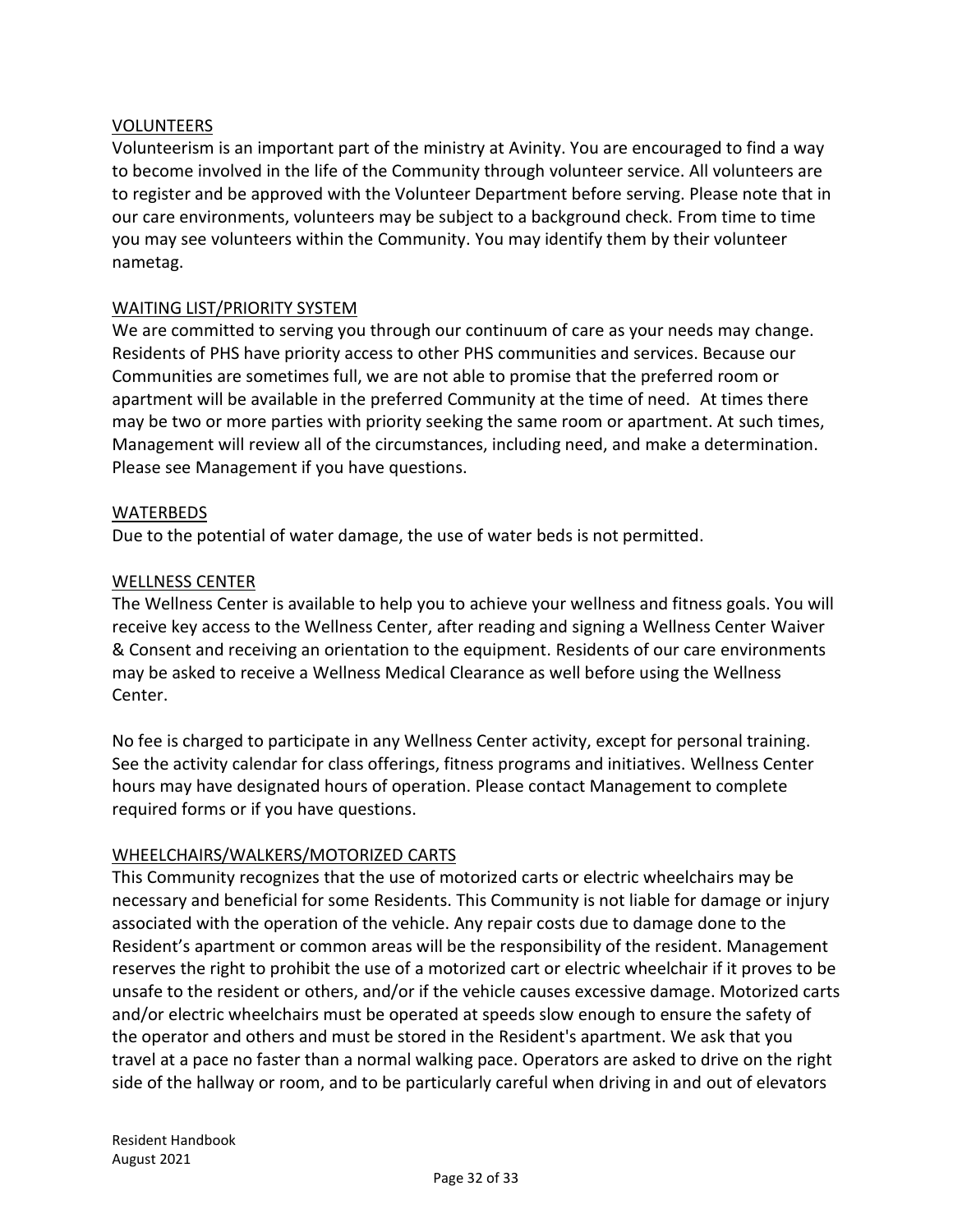## VOLUNTEERS

Volunteerism is an important part of the ministry at Avinity. You are encouraged to find a way to become involved in the life of the Community through volunteer service. All volunteers are to register and be approved with the Volunteer Department before serving. Please note that in our care environments, volunteers may be subject to a background check. From time to time you may see volunteers within the Community. You may identify them by their volunteer nametag.

## WAITING LIST/PRIORITY SYSTEM

We are committed to serving you through our continuum of care as your needs may change. Residents of PHS have priority access to other PHS communities and services. Because our Communities are sometimes full, we are not able to promise that the preferred room or apartment will be available in the preferred Community at the time of need. At times there may be two or more parties with priority seeking the same room or apartment. At such times, Management will review all of the circumstances, including need, and make a determination. Please see Management if you have questions.

## WATERBEDS

Due to the potential of water damage, the use of water beds is not permitted.

## WELLNESS CENTER

The Wellness Center is available to help you to achieve your wellness and fitness goals. You will receive key access to the Wellness Center, after reading and signing a Wellness Center Waiver & Consent and receiving an orientation to the equipment. Residents of our care environments may be asked to receive a Wellness Medical Clearance as well before using the Wellness Center.

No fee is charged to participate in any Wellness Center activity, except for personal training. See the activity calendar for class offerings, fitness programs and initiatives. Wellness Center hours may have designated hours of operation. Please contact Management to complete required forms or if you have questions.

## WHEELCHAIRS/WALKERS/MOTORIZED CARTS

This Community recognizes that the use of motorized carts or electric wheelchairs may be necessary and beneficial for some Residents. This Community is not liable for damage or injury associated with the operation of the vehicle. Any repair costs due to damage done to the Resident's apartment or common areas will be the responsibility of the resident. Management reserves the right to prohibit the use of a motorized cart or electric wheelchair if it proves to be unsafe to the resident or others, and/or if the vehicle causes excessive damage. Motorized carts and/or electric wheelchairs must be operated at speeds slow enough to ensure the safety of the operator and others and must be stored in the Resident's apartment. We ask that you travel at a pace no faster than a normal walking pace. Operators are asked to drive on the right side of the hallway or room, and to be particularly careful when driving in and out of elevators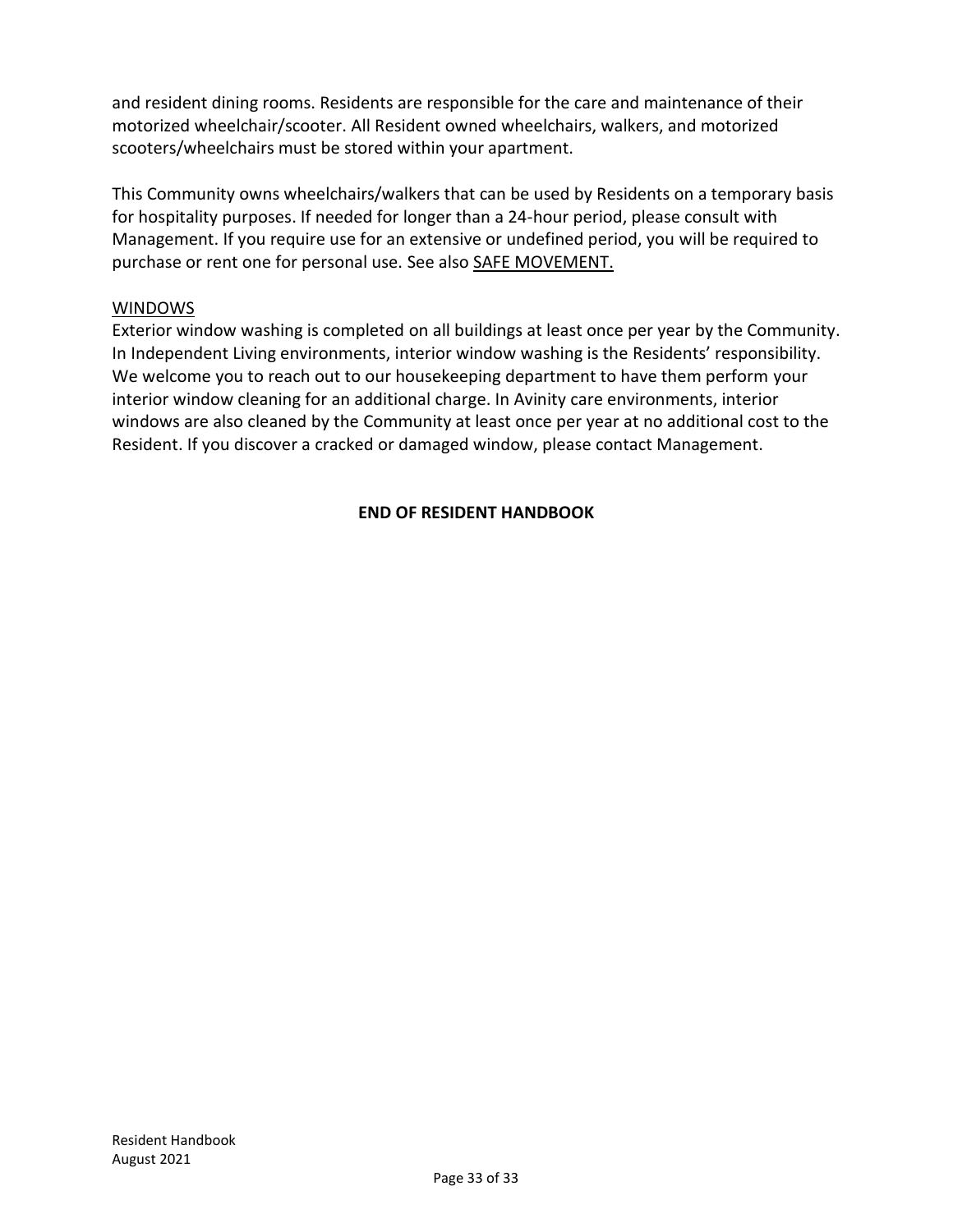and resident dining rooms. Residents are responsible for the care and maintenance of their motorized wheelchair/scooter. All Resident owned wheelchairs, walkers, and motorized scooters/wheelchairs must be stored within your apartment.

This Community owns wheelchairs/walkers that can be used by Residents on a temporary basis for hospitality purposes. If needed for longer than a 24-hour period, please consult with Management. If you require use for an extensive or undefined period, you will be required to purchase or rent one for personal use. See also <u>SAFE MOVEMENT.</u>

<u>WINDOWS</u>

Exterior window washing is completed on all buildings at least once per year by the Community. In Independent Living environments, interior window washing is the Residents' responsibility. We welcome you to reach out to our housekeeping department to have them perform your interior window cleaning for an additional charge. In Avinity care environments, interior windows are also cleaned by the Community at least once per year at no additional cost to the Resident. If you discover a cracked or damaged window, please contact Management.

**END OF RESIDENT HANDBOOK**